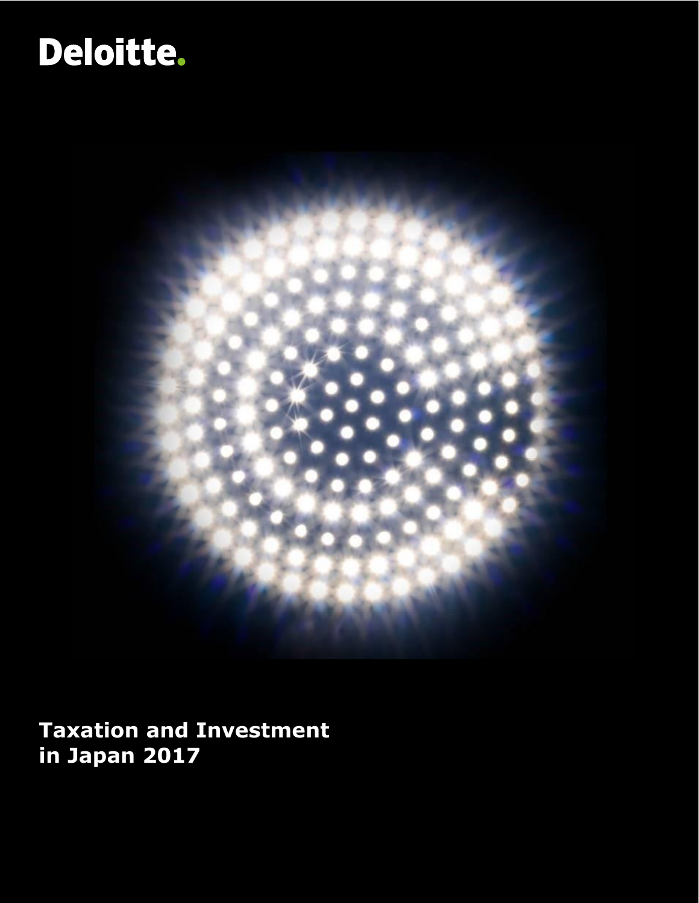Deloitte.

# Taxation and Investment in Japan 2017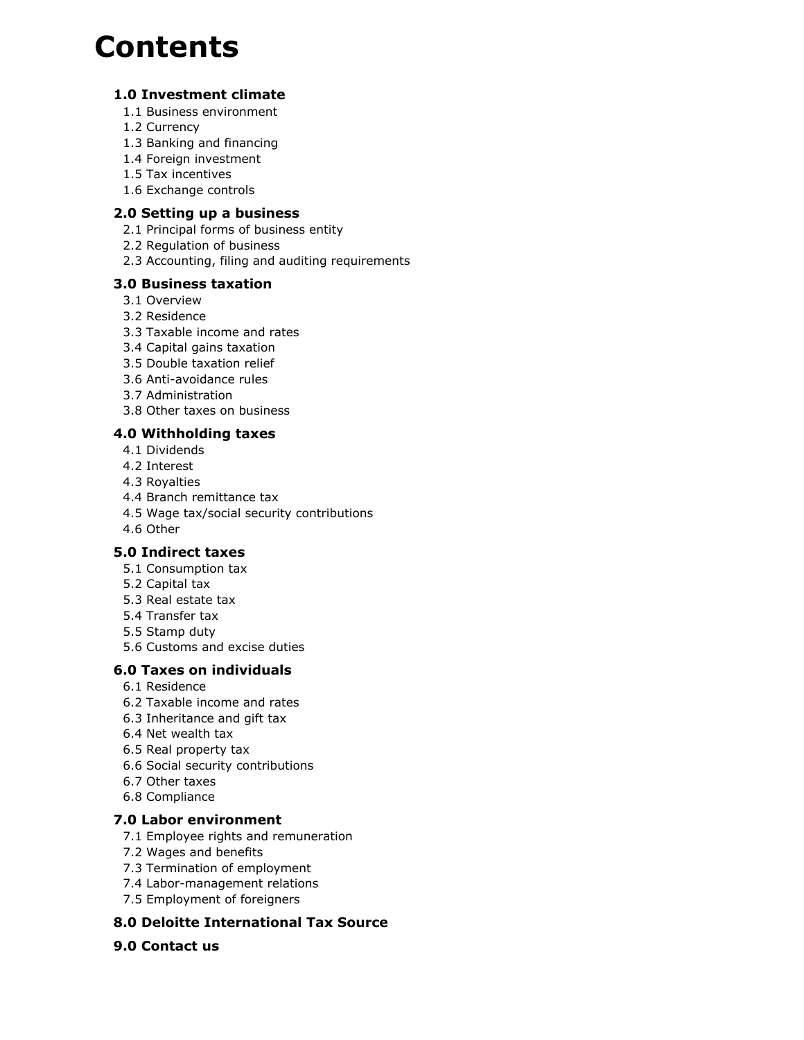# Contents

**1.0 Investment climate**

- 1.1 Business environment
- 1.2 Currency
- 1.3 Banking and financing
- 1.4 Foreign investment
- 1.5 Tax incentives
- 1.6 Exchange controls

**2.0 Setting up a business**

- 2.1 Principal forms of business entity
- 2.2 Regulation of business
- 2.3 Accounting, filing and auditing requirements

**3.0 Business taxation**

- 3.1 Overview
- 3.2 Residence
- 3.3 Taxable income and rates
- 3.4 Capital gains taxation
- 3.5 Double taxation relief
- 3.6 Anti-avoidance rules
- 3.7 Administration
- 3.8 Other taxes on business

**4.0 Withholding taxes**

- 4.1 Dividends
- 4.2 Interest
- 4.3 Royalties
- 4.4 Branch remittance tax
- 4.5 Wage tax/social security contributions
- 4.6 Other

**5.0 Indirect taxes**

- 5.1 Consumption tax
- 5.2 Capital tax
- 5.3 Real estate tax
- 5.4 Transfer tax
- 5.5 Stamp duty
- 5.6 Customs and excise duties

**6.0 Taxes on individuals**

- 6.1 Residence
- 6.2 Taxable income and rates
- 6.3 Inheritance and gift tax
- 6.4 Net wealth tax
- 6.5 Real property tax
- 6.6 Social security contributions
- 6.7 Other taxes
- 6.8 Compliance

**7.0 Labor environment**

- 7.1 Employee rights and remuneration
- 7.2 Wages and benefits
- 7.3 Termination of employment
- 7.4 Labor-management relations
- 7.5 Employment of foreigners

**8.0 Deloitte International Tax Source**

**9.0 Contact us**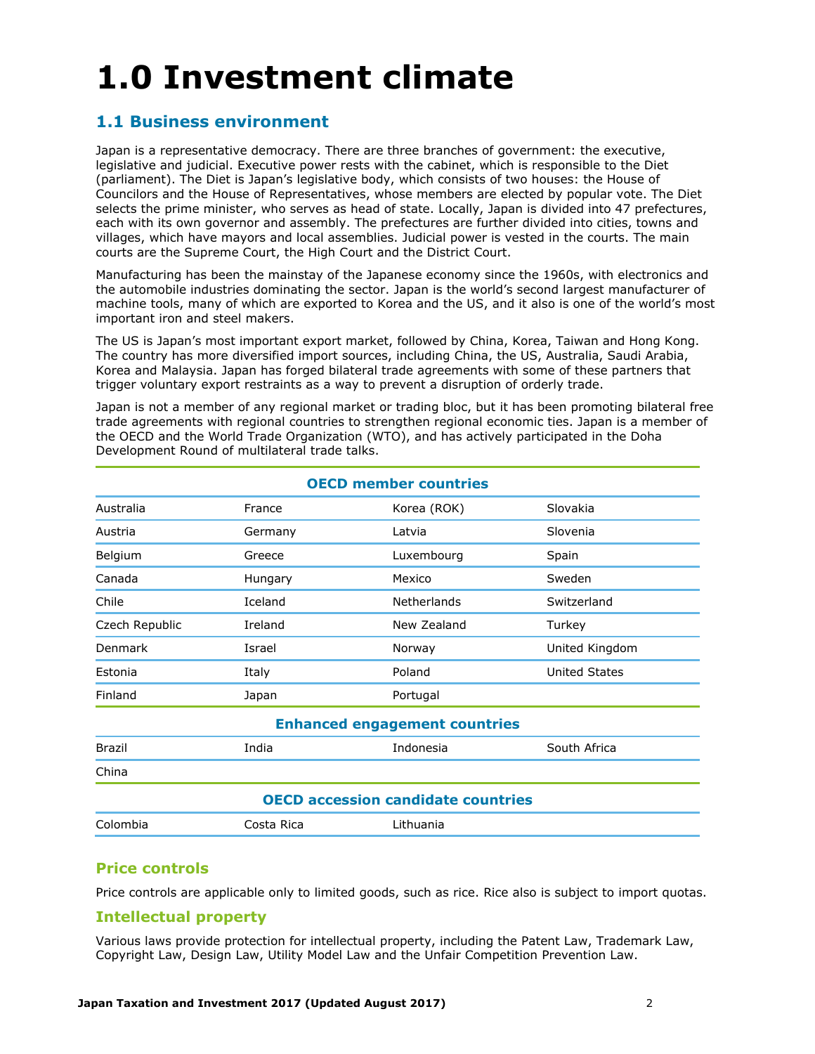# 1.0 Investment climate

## 1.1 Business environment

Japan is a representative democracy. There are three branches of government: the executive, legislative and judicial. Executive power rests with the cabinet, which is responsible to the Diet (parliament). The Diet is Japan's legislative body, which consists of two houses: the House of Councilors and the House of Representatives, whose members are elected by popular vote. The Diet selects the prime minister, who serves as head of state. Locally, Japan is divided into 47 prefectures, each with its own governor and assembly. The prefectures are further divided into cities, towns and villages, which have mayors and local assemblies. Judicial power is vested in the courts. The main courts are the Supreme Court, the High Court and the District Court.

Manufacturing has been the mainstay of the Japanese economy since the 1960s, with electronics and the automobile industries dominating the sector. Japan is the world's second largest manufacturer of machine tools, many of which are exported to Korea and the US, and it also is one of the world's most important iron and steel makers.

The US is Japan's most important export market, followed by China, Korea, Taiwan and Hong Kong. The country has more diversified import sources, including China, the US, Australia, Saudi Arabia, Korea and Malaysia. Japan has forged bilateral trade agreements with some of these partners that trigger voluntary export restraints as a way to prevent a disruption of orderly trade.

Japan is not a member of any regional market or trading bloc, but it has been promoting bilateral free trade agreements with regional countries to strengthen regional economic ties. Japan is a member of the OECD and the World Trade Organization (WTO), and has actively participated in the Doha Development Round of multilateral trade talks.

| OECD member countries | | | |
|---|---|---|---|
| Australia | France | Korea (ROK) | Slovakia |
| Austria | Germany | Latvia | Slovenia |
| Belgium | Greece | Luxembourg | Spain |
| Canada | Hungary | Mexico | Sweden |
| Chile | Iceland | Netherlands | Switzerland |
| Czech Republic | Ireland | New Zealand | Turkey |
| Denmark | Israel | Norway | United Kingdom |
| Estonia | Italy | Poland | United States |
| Finland | Japan | Portugal | |
| **Enhanced engagement countries** | | | |
| Brazil | India | Indonesia | South Africa |
| China | | | |
| **OECD accession candidate countries** | | | |
| Colombia | Costa Rica | Lithuania | |

### Price controls

Price controls are applicable only to limited goods, such as rice. Rice also is subject to import quotas.

### Intellectual property

Various laws provide protection for intellectual property, including the Patent Law, Trademark Law, Copyright Law, Design Law, Utility Model Law and the Unfair Competition Prevention Law.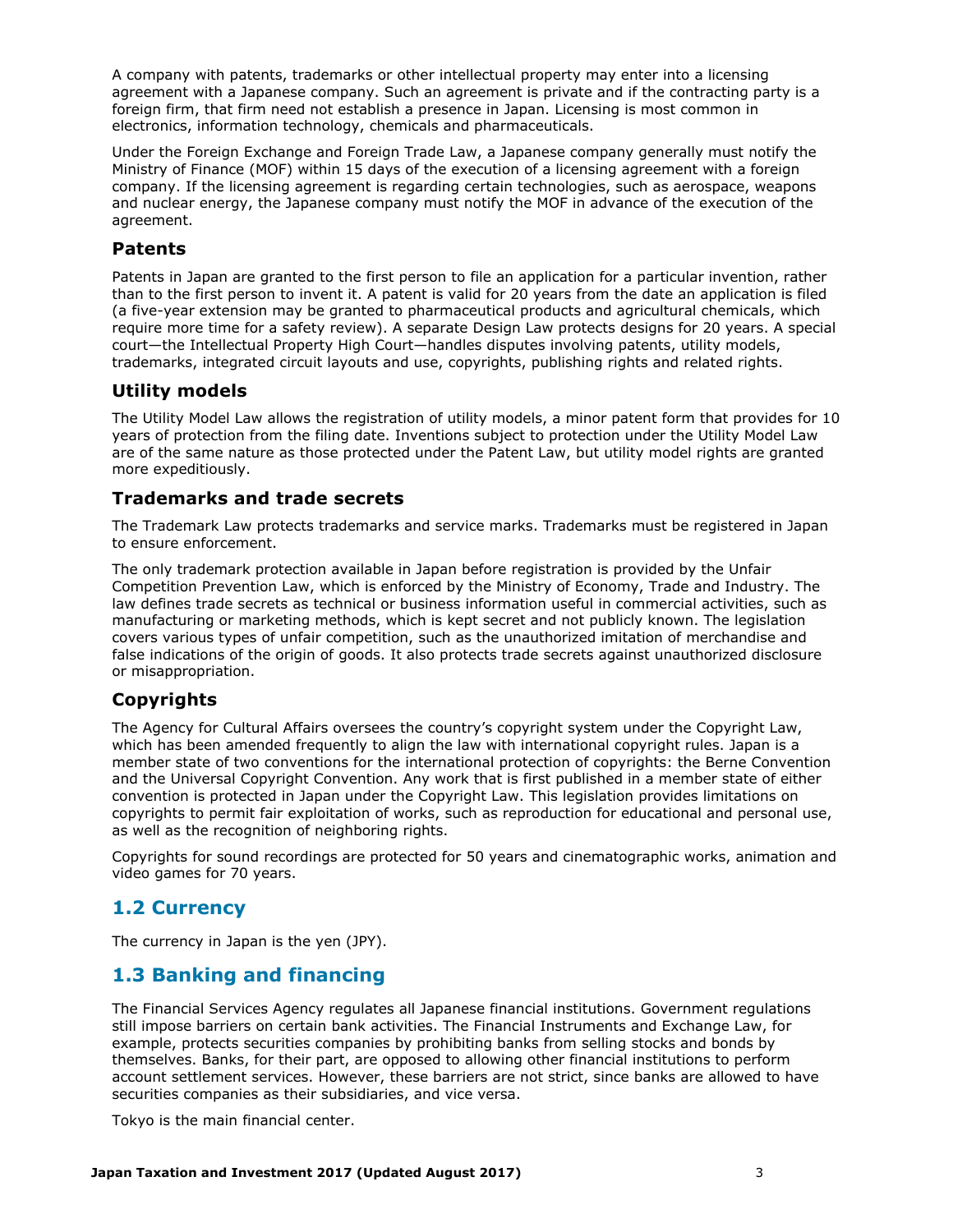A company with patents, trademarks or other intellectual property may enter into a licensing agreement with a Japanese company. Such an agreement is private and if the contracting party is a foreign firm, that firm need not establish a presence in Japan. Licensing is most common in electronics, information technology, chemicals and pharmaceuticals.

Under the Foreign Exchange and Foreign Trade Law, a Japanese company generally must notify the Ministry of Finance (MOF) within 15 days of the execution of a licensing agreement with a foreign company. If the licensing agreement is regarding certain technologies, such as aerospace, weapons and nuclear energy, the Japanese company must notify the MOF in advance of the execution of the agreement.

### Patents

Patents in Japan are granted to the first person to file an application for a particular invention, rather than to the first person to invent it. A patent is valid for 20 years from the date an application is filed (a five-year extension may be granted to pharmaceutical products and agricultural chemicals, which require more time for a safety review). A separate Design Law protects designs for 20 years. A special court—the Intellectual Property High Court—handles disputes involving patents, utility models, trademarks, integrated circuit layouts and use, copyrights, publishing rights and related rights.

### Utility models

The Utility Model Law allows the registration of utility models, a minor patent form that provides for 10 years of protection from the filing date. Inventions subject to protection under the Utility Model Law are of the same nature as those protected under the Patent Law, but utility model rights are granted more expeditiously.

### Trademarks and trade secrets

The Trademark Law protects trademarks and service marks. Trademarks must be registered in Japan to ensure enforcement.

The only trademark protection available in Japan before registration is provided by the Unfair Competition Prevention Law, which is enforced by the Ministry of Economy, Trade and Industry. The law defines trade secrets as technical or business information useful in commercial activities, such as manufacturing or marketing methods, which is kept secret and not publicly known. The legislation covers various types of unfair competition, such as the unauthorized imitation of merchandise and false indications of the origin of goods. It also protects trade secrets against unauthorized disclosure or misappropriation.

### Copyrights

The Agency for Cultural Affairs oversees the country's copyright system under the Copyright Law, which has been amended frequently to align the law with international copyright rules. Japan is a member state of two conventions for the international protection of copyrights: the Berne Convention and the Universal Copyright Convention. Any work that is first published in a member state of either convention is protected in Japan under the Copyright Law. This legislation provides limitations on copyrights to permit fair exploitation of works, such as reproduction for educational and personal use, as well as the recognition of neighboring rights.

Copyrights for sound recordings are protected for 50 years and cinematographic works, animation and video games for 70 years.

## 1.2 Currency

The currency in Japan is the yen (JPY).

## 1.3 Banking and financing

The Financial Services Agency regulates all Japanese financial institutions. Government regulations still impose barriers on certain bank activities. The Financial Instruments and Exchange Law, for example, protects securities companies by prohibiting banks from selling stocks and bonds by themselves. Banks, for their part, are opposed to allowing other financial institutions to perform account settlement services. However, these barriers are not strict, since banks are allowed to have securities companies as their subsidiaries, and vice versa.

Tokyo is the main financial center.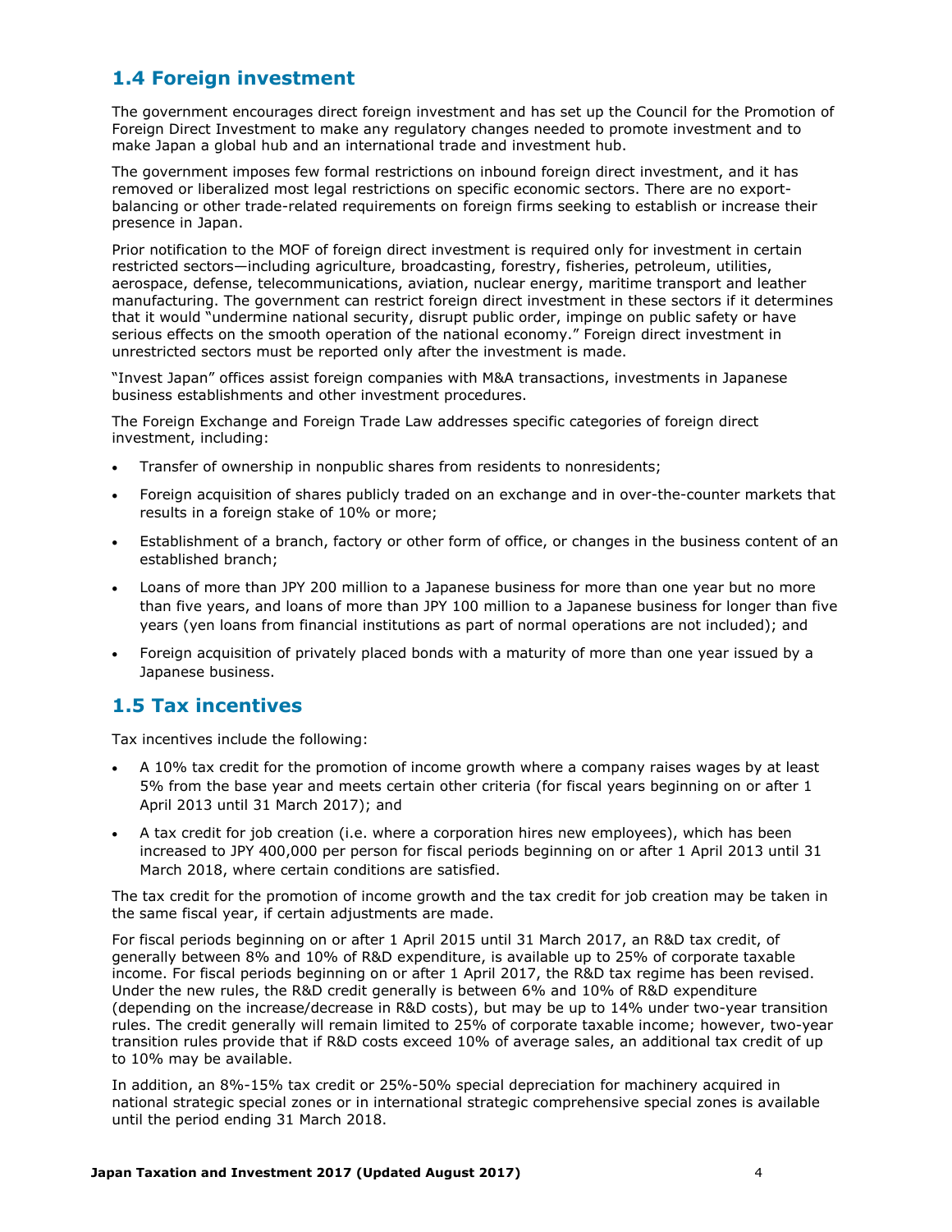## 1.4 Foreign investment

The government encourages direct foreign investment and has set up the Council for the Promotion of Foreign Direct Investment to make any regulatory changes needed to promote investment and to make Japan a global hub and an international trade and investment hub.

The government imposes few formal restrictions on inbound foreign direct investment, and it has removed or liberalized most legal restrictions on specific economic sectors. There are no export-balancing or other trade-related requirements on foreign firms seeking to establish or increase their presence in Japan.

Prior notification to the MOF of foreign direct investment is required only for investment in certain restricted sectors—including agriculture, broadcasting, forestry, fisheries, petroleum, utilities, aerospace, defense, telecommunications, aviation, nuclear energy, maritime transport and leather manufacturing. The government can restrict foreign direct investment in these sectors if it determines that it would "undermine national security, disrupt public order, impinge on public safety or have serious effects on the smooth operation of the national economy." Foreign direct investment in unrestricted sectors must be reported only after the investment is made.

"Invest Japan" offices assist foreign companies with M&A transactions, investments in Japanese business establishments and other investment procedures.

The Foreign Exchange and Foreign Trade Law addresses specific categories of foreign direct investment, including:

- Transfer of ownership in nonpublic shares from residents to nonresidents;
- Foreign acquisition of shares publicly traded on an exchange and in over-the-counter markets that results in a foreign stake of 10% or more;
- Establishment of a branch, factory or other form of office, or changes in the business content of an established branch;
- Loans of more than JPY 200 million to a Japanese business for more than one year but no more than five years, and loans of more than JPY 100 million to a Japanese business for longer than five years (yen loans from financial institutions as part of normal operations are not included); and
- Foreign acquisition of privately placed bonds with a maturity of more than one year issued by a Japanese business.

## 1.5 Tax incentives

Tax incentives include the following:

- A 10% tax credit for the promotion of income growth where a company raises wages by at least 5% from the base year and meets certain other criteria (for fiscal years beginning on or after 1 April 2013 until 31 March 2017); and
- A tax credit for job creation (i.e. where a corporation hires new employees), which has been increased to JPY 400,000 per person for fiscal periods beginning on or after 1 April 2013 until 31 March 2018, where certain conditions are satisfied.

The tax credit for the promotion of income growth and the tax credit for job creation may be taken in the same fiscal year, if certain adjustments are made.

For fiscal periods beginning on or after 1 April 2015 until 31 March 2017, an R&D tax credit, of generally between 8% and 10% of R&D expenditure, is available up to 25% of corporate taxable income. For fiscal periods beginning on or after 1 April 2017, the R&D tax regime has been revised. Under the new rules, the R&D credit generally is between 6% and 10% of R&D expenditure (depending on the increase/decrease in R&D costs), but may be up to 14% under two-year transition rules. The credit generally will remain limited to 25% of corporate taxable income; however, two-year transition rules provide that if R&D costs exceed 10% of average sales, an additional tax credit of up to 10% may be available.

In addition, an 8%-15% tax credit or 25%-50% special depreciation for machinery acquired in national strategic special zones or in international strategic comprehensive special zones is available until the period ending 31 March 2018.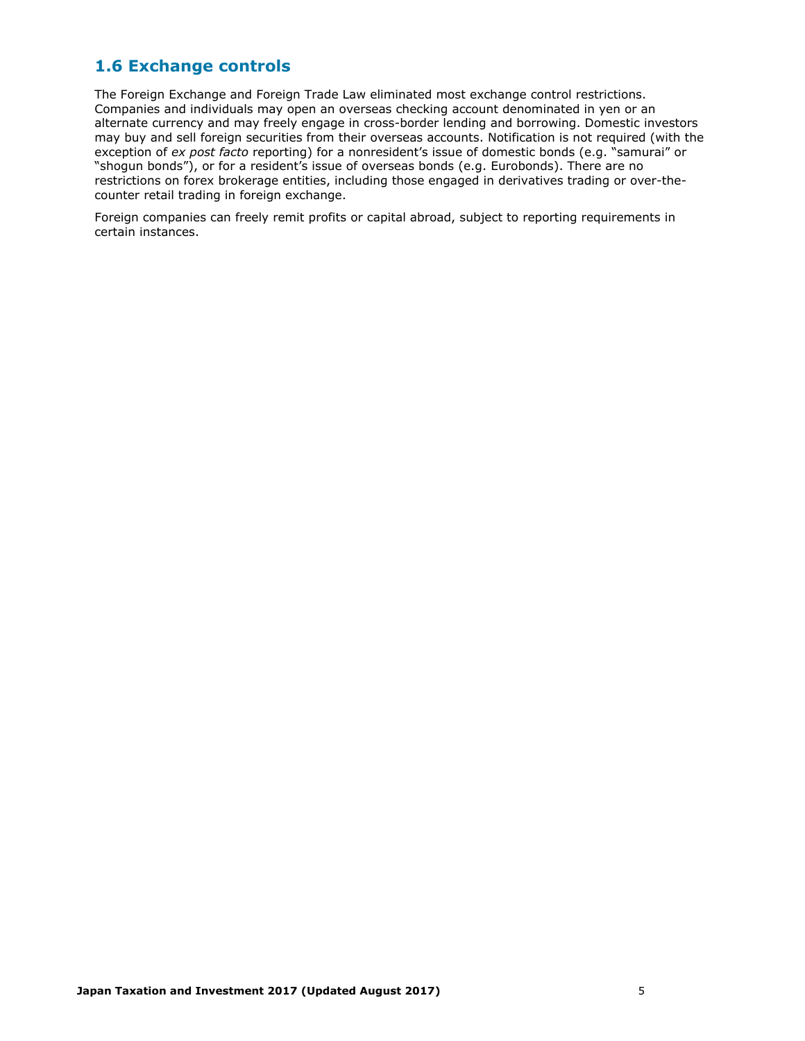## 1.6 Exchange controls

The Foreign Exchange and Foreign Trade Law eliminated most exchange control restrictions. Companies and individuals may open an overseas checking account denominated in yen or an alternate currency and may freely engage in cross-border lending and borrowing. Domestic investors may buy and sell foreign securities from their overseas accounts. Notification is not required (with the exception of *ex post facto* reporting) for a nonresident's issue of domestic bonds (e.g. "samurai" or "shogun bonds"), or for a resident's issue of overseas bonds (e.g. Eurobonds). There are no restrictions on forex brokerage entities, including those engaged in derivatives trading or over-the-counter retail trading in foreign exchange.

Foreign companies can freely remit profits or capital abroad, subject to reporting requirements in certain instances.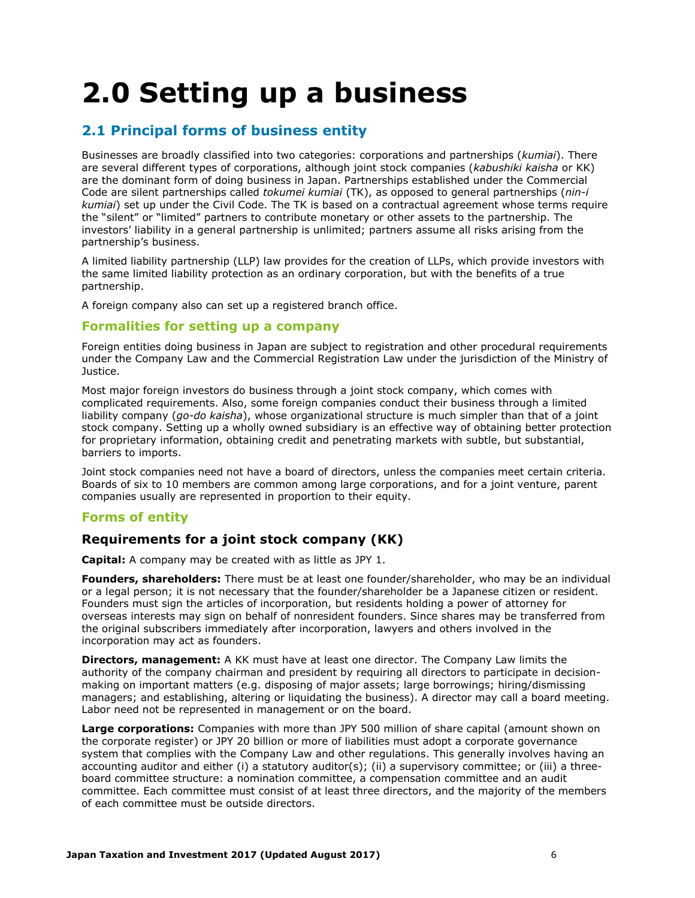# 2.0 Setting up a business

## 2.1 Principal forms of business entity

Businesses are broadly classified into two categories: corporations and partnerships (*kumiai*). There are several different types of corporations, although joint stock companies (*kabushiki kaisha* or KK) are the dominant form of doing business in Japan. Partnerships established under the Commercial Code are silent partnerships called *tokumei kumiai* (TK), as opposed to general partnerships (*nin-i kumiai*) set up under the Civil Code. The TK is based on a contractual agreement whose terms require the "silent" or "limited" partners to contribute monetary or other assets to the partnership. The investors' liability in a general partnership is unlimited; partners assume all risks arising from the partnership's business.

A limited liability partnership (LLP) law provides for the creation of LLPs, which provide investors with the same limited liability protection as an ordinary corporation, but with the benefits of a true partnership.

A foreign company also can set up a registered branch office.

### Formalities for setting up a company

Foreign entities doing business in Japan are subject to registration and other procedural requirements under the Company Law and the Commercial Registration Law under the jurisdiction of the Ministry of Justice.

Most major foreign investors do business through a joint stock company, which comes with complicated requirements. Also, some foreign companies conduct their business through a limited liability company (*go-do kaisha*), whose organizational structure is much simpler than that of a joint stock company. Setting up a wholly owned subsidiary is an effective way of obtaining better protection for proprietary information, obtaining credit and penetrating markets with subtle, but substantial, barriers to imports.

Joint stock companies need not have a board of directors, unless the companies meet certain criteria. Boards of six to 10 members are common among large corporations, and for a joint venture, parent companies usually are represented in proportion to their equity.

### Forms of entity

#### Requirements for a joint stock company (KK)

**Capital:** A company may be created with as little as JPY 1.

**Founders, shareholders:** There must be at least one founder/shareholder, who may be an individual or a legal person; it is not necessary that the founder/shareholder be a Japanese citizen or resident. Founders must sign the articles of incorporation, but residents holding a power of attorney for overseas interests may sign on behalf of nonresident founders. Since shares may be transferred from the original subscribers immediately after incorporation, lawyers and others involved in the incorporation may act as founders.

**Directors, management:** A KK must have at least one director. The Company Law limits the authority of the company chairman and president by requiring all directors to participate in decision-making on important matters (e.g. disposing of major assets; large borrowings; hiring/dismissing managers; and establishing, altering or liquidating the business). A director may call a board meeting. Labor need not be represented in management or on the board.

**Large corporations:** Companies with more than JPY 500 million of share capital (amount shown on the corporate register) or JPY 20 billion or more of liabilities must adopt a corporate governance system that complies with the Company Law and other regulations. This generally involves having an accounting auditor and either (i) a statutory auditor(s); (ii) a supervisory committee; or (iii) a three-board committee structure: a nomination committee, a compensation committee and an audit committee. Each committee must consist of at least three directors, and the majority of the members of each committee must be outside directors.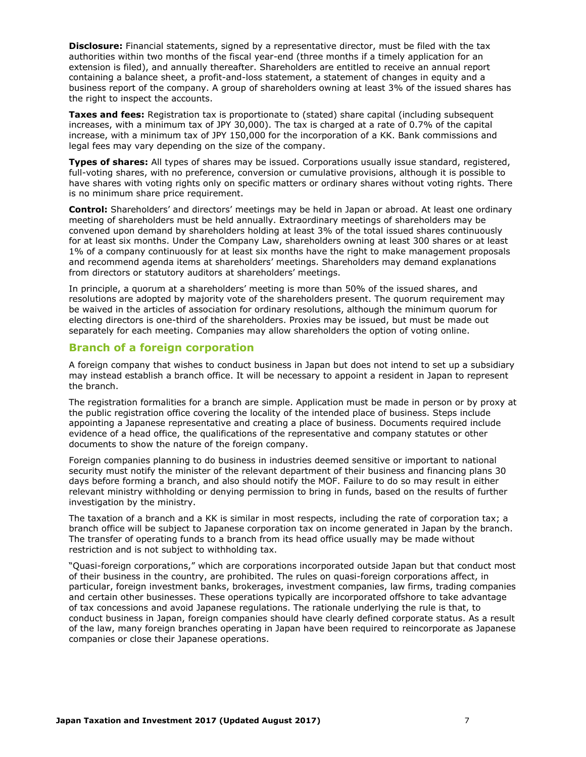**Disclosure:** Financial statements, signed by a representative director, must be filed with the tax authorities within two months of the fiscal year-end (three months if a timely application for an extension is filed), and annually thereafter. Shareholders are entitled to receive an annual report containing a balance sheet, a profit-and-loss statement, a statement of changes in equity and a business report of the company. A group of shareholders owning at least 3% of the issued shares has the right to inspect the accounts.

**Taxes and fees:** Registration tax is proportionate to (stated) share capital (including subsequent increases, with a minimum tax of JPY 30,000). The tax is charged at a rate of 0.7% of the capital increase, with a minimum tax of JPY 150,000 for the incorporation of a KK. Bank commissions and legal fees may vary depending on the size of the company.

**Types of shares:** All types of shares may be issued. Corporations usually issue standard, registered, full-voting shares, with no preference, conversion or cumulative provisions, although it is possible to have shares with voting rights only on specific matters or ordinary shares without voting rights. There is no minimum share price requirement.

**Control:** Shareholders' and directors' meetings may be held in Japan or abroad. At least one ordinary meeting of shareholders must be held annually. Extraordinary meetings of shareholders may be convened upon demand by shareholders holding at least 3% of the total issued shares continuously for at least six months. Under the Company Law, shareholders owning at least 300 shares or at least 1% of a company continuously for at least six months have the right to make management proposals and recommend agenda items at shareholders' meetings. Shareholders may demand explanations from directors or statutory auditors at shareholders' meetings.

In principle, a quorum at a shareholders' meeting is more than 50% of the issued shares, and resolutions are adopted by majority vote of the shareholders present. The quorum requirement may be waived in the articles of association for ordinary resolutions, although the minimum quorum for electing directors is one-third of the shareholders. Proxies may be issued, but must be made out separately for each meeting. Companies may allow shareholders the option of voting online.

## Branch of a foreign corporation

A foreign company that wishes to conduct business in Japan but does not intend to set up a subsidiary may instead establish a branch office. It will be necessary to appoint a resident in Japan to represent the branch.

The registration formalities for a branch are simple. Application must be made in person or by proxy at the public registration office covering the locality of the intended place of business. Steps include appointing a Japanese representative and creating a place of business. Documents required include evidence of a head office, the qualifications of the representative and company statutes or other documents to show the nature of the foreign company.

Foreign companies planning to do business in industries deemed sensitive or important to national security must notify the minister of the relevant department of their business and financing plans 30 days before forming a branch, and also should notify the MOF. Failure to do so may result in either relevant ministry withholding or denying permission to bring in funds, based on the results of further investigation by the ministry.

The taxation of a branch and a KK is similar in most respects, including the rate of corporation tax; a branch office will be subject to Japanese corporation tax on income generated in Japan by the branch. The transfer of operating funds to a branch from its head office usually may be made without restriction and is not subject to withholding tax.

"Quasi-foreign corporations," which are corporations incorporated outside Japan but that conduct most of their business in the country, are prohibited. The rules on quasi-foreign corporations affect, in particular, foreign investment banks, brokerages, investment companies, law firms, trading companies and certain other businesses. These operations typically are incorporated offshore to take advantage of tax concessions and avoid Japanese regulations. The rationale underlying the rule is that, to conduct business in Japan, foreign companies should have clearly defined corporate status. As a result of the law, many foreign branches operating in Japan have been required to reincorporate as Japanese companies or close their Japanese operations.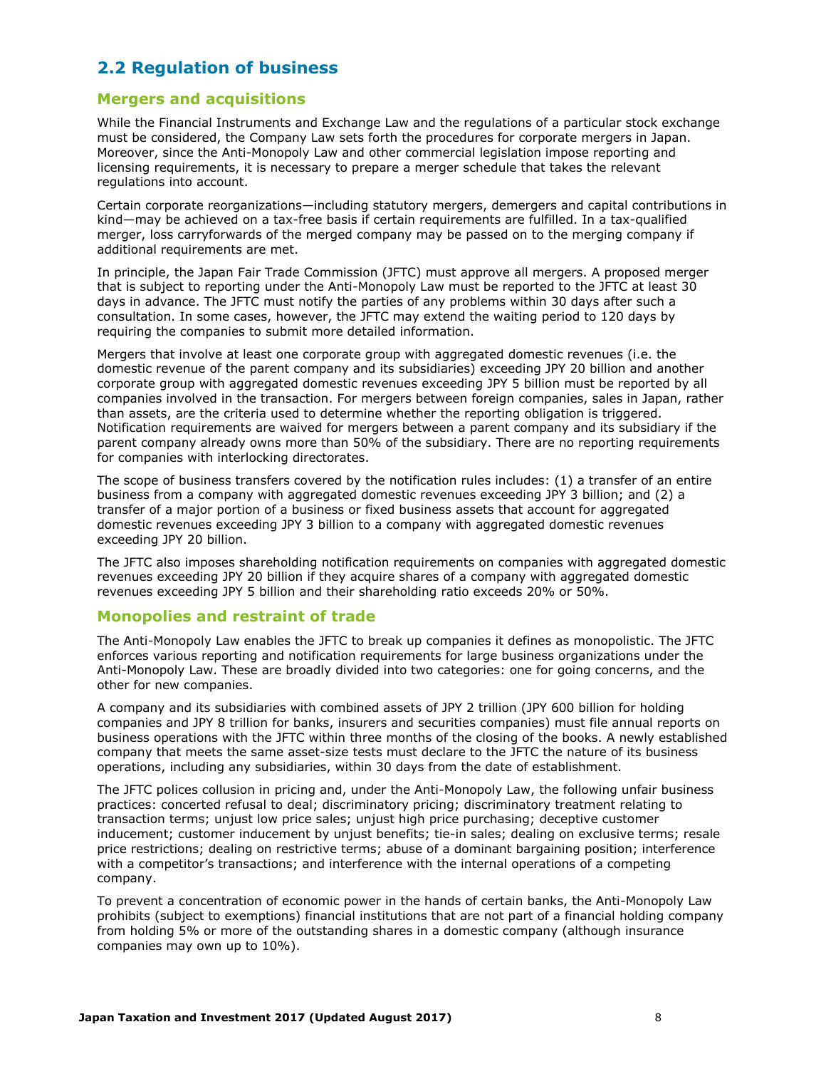## 2.2 Regulation of business

### Mergers and acquisitions

While the Financial Instruments and Exchange Law and the regulations of a particular stock exchange must be considered, the Company Law sets forth the procedures for corporate mergers in Japan. Moreover, since the Anti-Monopoly Law and other commercial legislation impose reporting and licensing requirements, it is necessary to prepare a merger schedule that takes the relevant regulations into account.

Certain corporate reorganizations—including statutory mergers, demergers and capital contributions in kind—may be achieved on a tax-free basis if certain requirements are fulfilled. In a tax-qualified merger, loss carryforwards of the merged company may be passed on to the merging company if additional requirements are met.

In principle, the Japan Fair Trade Commission (JFTC) must approve all mergers. A proposed merger that is subject to reporting under the Anti-Monopoly Law must be reported to the JFTC at least 30 days in advance. The JFTC must notify the parties of any problems within 30 days after such a consultation. In some cases, however, the JFTC may extend the waiting period to 120 days by requiring the companies to submit more detailed information.

Mergers that involve at least one corporate group with aggregated domestic revenues (i.e. the domestic revenue of the parent company and its subsidiaries) exceeding JPY 20 billion and another corporate group with aggregated domestic revenues exceeding JPY 5 billion must be reported by all companies involved in the transaction. For mergers between foreign companies, sales in Japan, rather than assets, are the criteria used to determine whether the reporting obligation is triggered. Notification requirements are waived for mergers between a parent company and its subsidiary if the parent company already owns more than 50% of the subsidiary. There are no reporting requirements for companies with interlocking directorates.

The scope of business transfers covered by the notification rules includes: (1) a transfer of an entire business from a company with aggregated domestic revenues exceeding JPY 3 billion; and (2) a transfer of a major portion of a business or fixed business assets that account for aggregated domestic revenues exceeding JPY 3 billion to a company with aggregated domestic revenues exceeding JPY 20 billion.

The JFTC also imposes shareholding notification requirements on companies with aggregated domestic revenues exceeding JPY 20 billion if they acquire shares of a company with aggregated domestic revenues exceeding JPY 5 billion and their shareholding ratio exceeds 20% or 50%.

### Monopolies and restraint of trade

The Anti-Monopoly Law enables the JFTC to break up companies it defines as monopolistic. The JFTC enforces various reporting and notification requirements for large business organizations under the Anti-Monopoly Law. These are broadly divided into two categories: one for going concerns, and the other for new companies.

A company and its subsidiaries with combined assets of JPY 2 trillion (JPY 600 billion for holding companies and JPY 8 trillion for banks, insurers and securities companies) must file annual reports on business operations with the JFTC within three months of the closing of the books. A newly established company that meets the same asset-size tests must declare to the JFTC the nature of its business operations, including any subsidiaries, within 30 days from the date of establishment.

The JFTC polices collusion in pricing and, under the Anti-Monopoly Law, the following unfair business practices: concerted refusal to deal; discriminatory pricing; discriminatory treatment relating to transaction terms; unjust low price sales; unjust high price purchasing; deceptive customer inducement; customer inducement by unjust benefits; tie-in sales; dealing on exclusive terms; resale price restrictions; dealing on restrictive terms; abuse of a dominant bargaining position; interference with a competitor's transactions; and interference with the internal operations of a competing company.

To prevent a concentration of economic power in the hands of certain banks, the Anti-Monopoly Law prohibits (subject to exemptions) financial institutions that are not part of a financial holding company from holding 5% or more of the outstanding shares in a domestic company (although insurance companies may own up to 10%).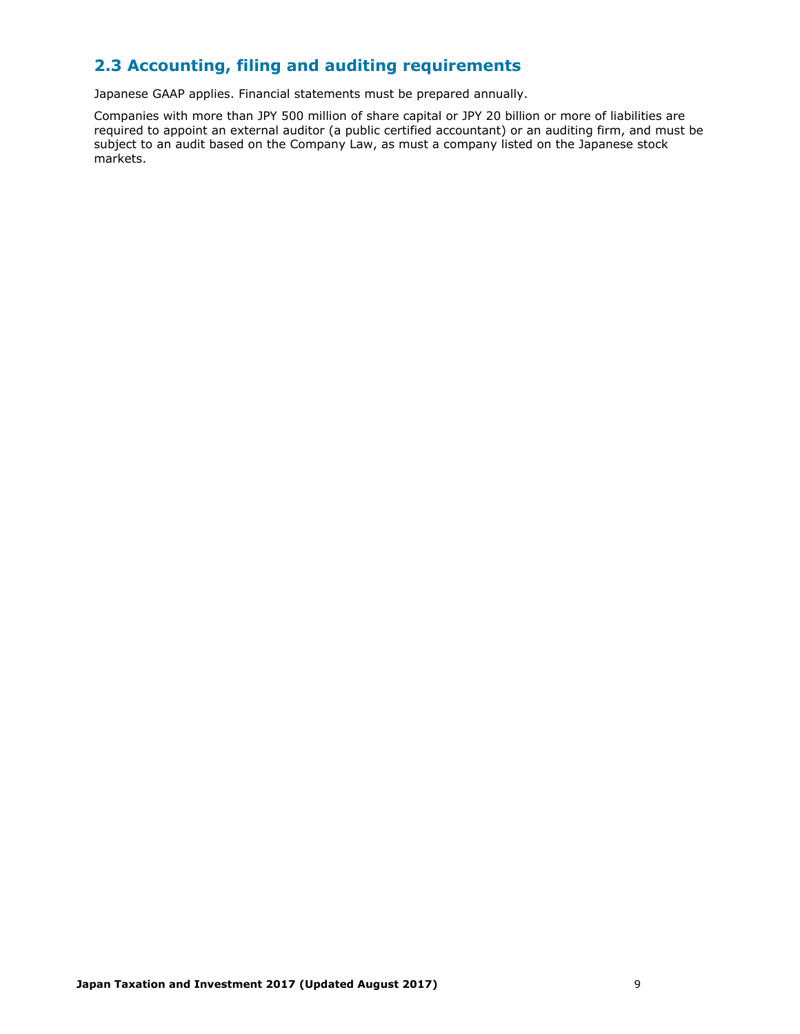## 2.3 Accounting, filing and auditing requirements

Japanese GAAP applies. Financial statements must be prepared annually.

Companies with more than JPY 500 million of share capital or JPY 20 billion or more of liabilities are required to appoint an external auditor (a public certified accountant) or an auditing firm, and must be subject to an audit based on the Company Law, as must a company listed on the Japanese stock markets.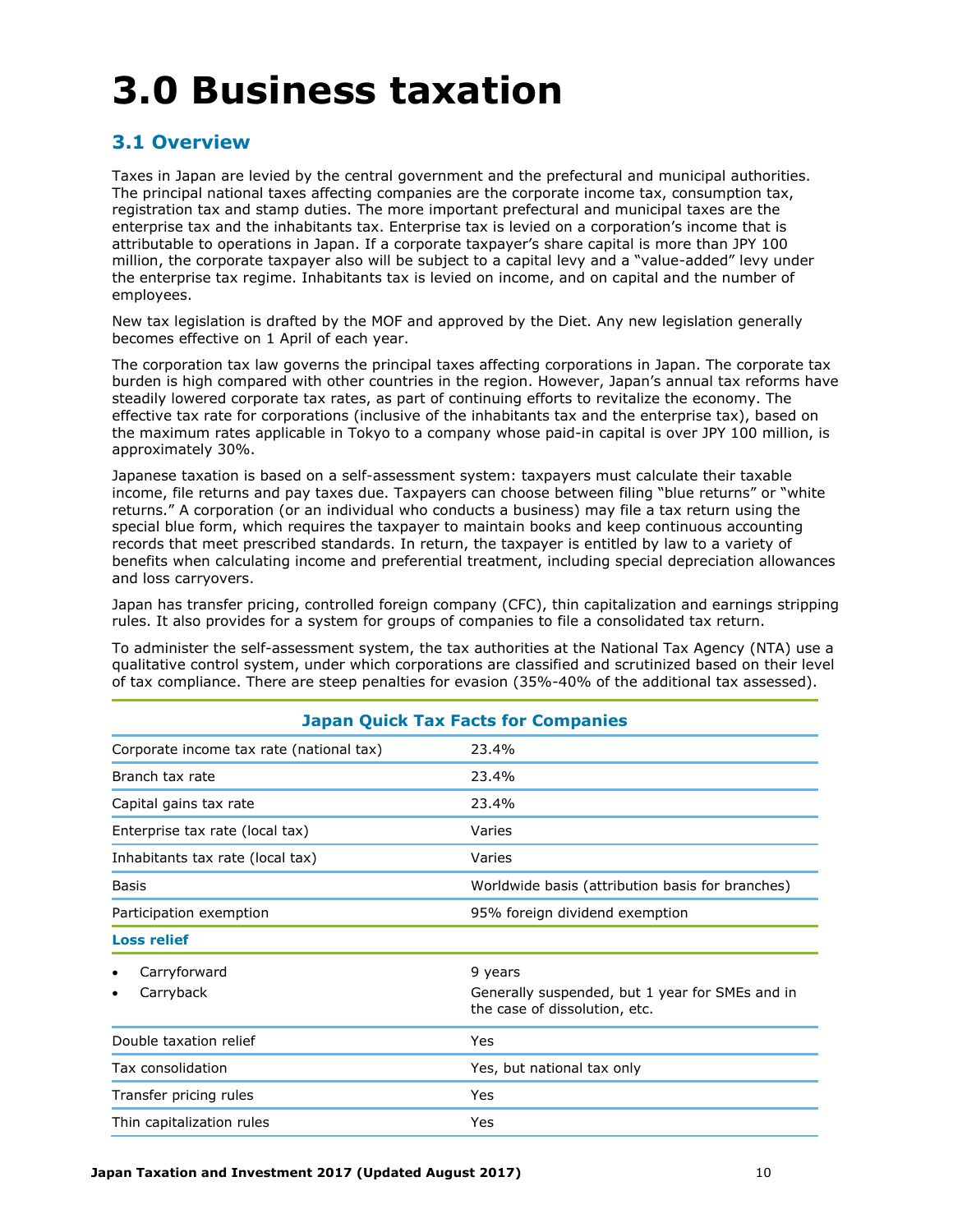# 3.0 Business taxation

## 3.1 Overview

Taxes in Japan are levied by the central government and the prefectural and municipal authorities. The principal national taxes affecting companies are the corporate income tax, consumption tax, registration tax and stamp duties. The more important prefectural and municipal taxes are the enterprise tax and the inhabitants tax. Enterprise tax is levied on a corporation's income that is attributable to operations in Japan. If a corporate taxpayer's share capital is more than JPY 100 million, the corporate taxpayer also will be subject to a capital levy and a "value-added" levy under the enterprise tax regime. Inhabitants tax is levied on income, and on capital and the number of employees.

New tax legislation is drafted by the MOF and approved by the Diet. Any new legislation generally becomes effective on 1 April of each year.

The corporation tax law governs the principal taxes affecting corporations in Japan. The corporate tax burden is high compared with other countries in the region. However, Japan's annual tax reforms have steadily lowered corporate tax rates, as part of continuing efforts to revitalize the economy. The effective tax rate for corporations (inclusive of the inhabitants tax and the enterprise tax), based on the maximum rates applicable in Tokyo to a company whose paid-in capital is over JPY 100 million, is approximately 30%.

Japanese taxation is based on a self-assessment system: taxpayers must calculate their taxable income, file returns and pay taxes due. Taxpayers can choose between filing "blue returns" or "white returns." A corporation (or an individual who conducts a business) may file a tax return using the special blue form, which requires the taxpayer to maintain books and keep continuous accounting records that meet prescribed standards. In return, the taxpayer is entitled by law to a variety of benefits when calculating income and preferential treatment, including special depreciation allowances and loss carryovers.

Japan has transfer pricing, controlled foreign company (CFC), thin capitalization and earnings stripping rules. It also provides for a system for groups of companies to file a consolidated tax return.

To administer the self-assessment system, the tax authorities at the National Tax Agency (NTA) use a qualitative control system, under which corporations are classified and scrutinized based on their level of tax compliance. There are steep penalties for evasion (35%-40% of the additional tax assessed).

**Japan Quick Tax Facts for Companies**

| | |
|---|---|
| Corporate income tax rate (national tax) | 23.4% |
| Branch tax rate | 23.4% |
| Capital gains tax rate | 23.4% |
| Enterprise tax rate (local tax) | Varies |
| Inhabitants tax rate (local tax) | Varies |
| Basis | Worldwide basis (attribution basis for branches) |
| Participation exemption | 95% foreign dividend exemption |
| **Loss relief** | |
| • Carryforward | 9 years |
| • Carryback | Generally suspended, but 1 year for SMEs and in the case of dissolution, etc. |
| Double taxation relief | Yes |
| Tax consolidation | Yes, but national tax only |
| Transfer pricing rules | Yes |
| Thin capitalization rules | Yes |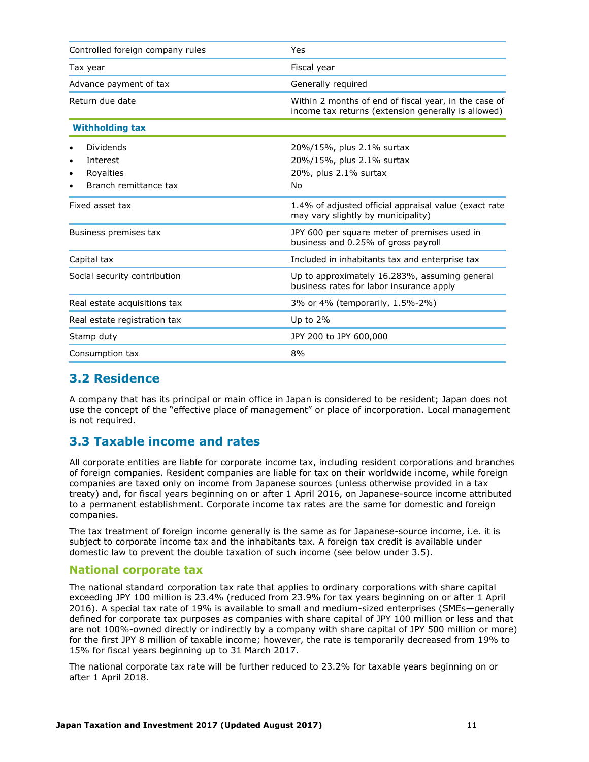| | |
|---|---|
| Controlled foreign company rules | Yes |
| Tax year | Fiscal year |
| Advance payment of tax | Generally required |
| Return due date | Within 2 months of end of fiscal year, in the case of income tax returns (extension generally is allowed) |
| **Withholding tax** | |
| • Dividends | 20%/15%, plus 2.1% surtax |
| • Interest | 20%/15%, plus 2.1% surtax |
| • Royalties | 20%, plus 2.1% surtax |
| • Branch remittance tax | No |
| Fixed asset tax | 1.4% of adjusted official appraisal value (exact rate may vary slightly by municipality) |
| Business premises tax | JPY 600 per square meter of premises used in business and 0.25% of gross payroll |
| Capital tax | Included in inhabitants tax and enterprise tax |
| Social security contribution | Up to approximately 16.283%, assuming general business rates for labor insurance apply |
| Real estate acquisitions tax | 3% or 4% (temporarily, 1.5%-2%) |
| Real estate registration tax | Up to 2% |
| Stamp duty | JPY 200 to JPY 600,000 |
| Consumption tax | 8% |

## 3.2 Residence

A company that has its principal or main office in Japan is considered to be resident; Japan does not use the concept of the "effective place of management" or place of incorporation. Local management is not required.

## 3.3 Taxable income and rates

All corporate entities are liable for corporate income tax, including resident corporations and branches of foreign companies. Resident companies are liable for tax on their worldwide income, while foreign companies are taxed only on income from Japanese sources (unless otherwise provided in a tax treaty) and, for fiscal years beginning on or after 1 April 2016, on Japanese-source income attributed to a permanent establishment. Corporate income tax rates are the same for domestic and foreign companies.

The tax treatment of foreign income generally is the same as for Japanese-source income, i.e. it is subject to corporate income tax and the inhabitants tax. A foreign tax credit is available under domestic law to prevent the double taxation of such income (see below under 3.5).

### National corporate tax

The national standard corporation tax rate that applies to ordinary corporations with share capital exceeding JPY 100 million is 23.4% (reduced from 23.9% for tax years beginning on or after 1 April 2016). A special tax rate of 19% is available to small and medium-sized enterprises (SMEs—generally defined for corporate tax purposes as companies with share capital of JPY 100 million or less and that are not 100%-owned directly or indirectly by a company with share capital of JPY 500 million or more) for the first JPY 8 million of taxable income; however, the rate is temporarily decreased from 19% to 15% for fiscal years beginning up to 31 March 2017.

The national corporate tax rate will be further reduced to 23.2% for taxable years beginning on or after 1 April 2018.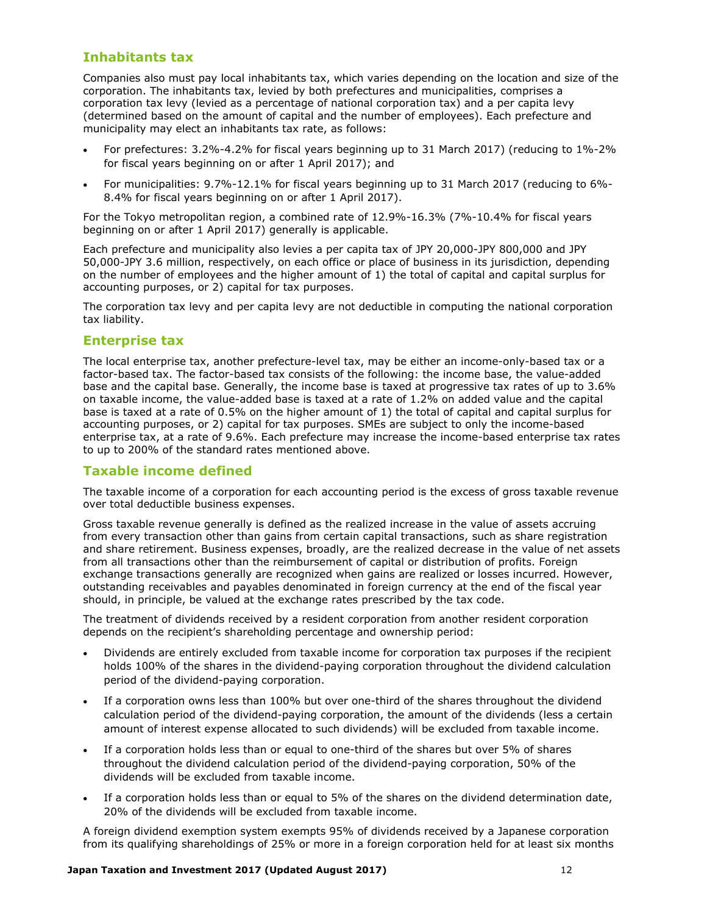## Inhabitants tax

Companies also must pay local inhabitants tax, which varies depending on the location and size of the corporation. The inhabitants tax, levied by both prefectures and municipalities, comprises a corporation tax levy (levied as a percentage of national corporation tax) and a per capita levy (determined based on the amount of capital and the number of employees). Each prefecture and municipality may elect an inhabitants tax rate, as follows:

- For prefectures: 3.2%-4.2% for fiscal years beginning up to 31 March 2017) (reducing to 1%-2% for fiscal years beginning on or after 1 April 2017); and
- For municipalities: 9.7%-12.1% for fiscal years beginning up to 31 March 2017 (reducing to 6%-8.4% for fiscal years beginning on or after 1 April 2017).

For the Tokyo metropolitan region, a combined rate of 12.9%-16.3% (7%-10.4% for fiscal years beginning on or after 1 April 2017) generally is applicable.

Each prefecture and municipality also levies a per capita tax of JPY 20,000-JPY 800,000 and JPY 50,000-JPY 3.6 million, respectively, on each office or place of business in its jurisdiction, depending on the number of employees and the higher amount of 1) the total of capital and capital surplus for accounting purposes, or 2) capital for tax purposes.

The corporation tax levy and per capita levy are not deductible in computing the national corporation tax liability.

## Enterprise tax

The local enterprise tax, another prefecture-level tax, may be either an income-only-based tax or a factor-based tax. The factor-based tax consists of the following: the income base, the value-added base and the capital base. Generally, the income base is taxed at progressive tax rates of up to 3.6% on taxable income, the value-added base is taxed at a rate of 1.2% on added value and the capital base is taxed at a rate of 0.5% on the higher amount of 1) the total of capital and capital surplus for accounting purposes, or 2) capital for tax purposes. SMEs are subject to only the income-based enterprise tax, at a rate of 9.6%. Each prefecture may increase the income-based enterprise tax rates to up to 200% of the standard rates mentioned above.

## Taxable income defined

The taxable income of a corporation for each accounting period is the excess of gross taxable revenue over total deductible business expenses.

Gross taxable revenue generally is defined as the realized increase in the value of assets accruing from every transaction other than gains from certain capital transactions, such as share registration and share retirement. Business expenses, broadly, are the realized decrease in the value of net assets from all transactions other than the reimbursement of capital or distribution of profits. Foreign exchange transactions generally are recognized when gains are realized or losses incurred. However, outstanding receivables and payables denominated in foreign currency at the end of the fiscal year should, in principle, be valued at the exchange rates prescribed by the tax code.

The treatment of dividends received by a resident corporation from another resident corporation depends on the recipient's shareholding percentage and ownership period:

- Dividends are entirely excluded from taxable income for corporation tax purposes if the recipient holds 100% of the shares in the dividend-paying corporation throughout the dividend calculation period of the dividend-paying corporation.
- If a corporation owns less than 100% but over one-third of the shares throughout the dividend calculation period of the dividend-paying corporation, the amount of the dividends (less a certain amount of interest expense allocated to such dividends) will be excluded from taxable income.
- If a corporation holds less than or equal to one-third of the shares but over 5% of shares throughout the dividend calculation period of the dividend-paying corporation, 50% of the dividends will be excluded from taxable income.
- If a corporation holds less than or equal to 5% of the shares on the dividend determination date, 20% of the dividends will be excluded from taxable income.

A foreign dividend exemption system exempts 95% of dividends received by a Japanese corporation from its qualifying shareholdings of 25% or more in a foreign corporation held for at least six months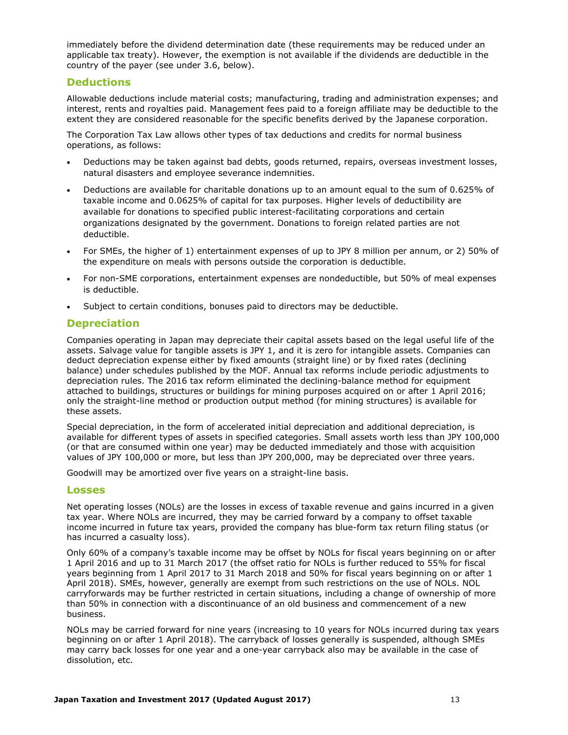immediately before the dividend determination date (these requirements may be reduced under an applicable tax treaty). However, the exemption is not available if the dividends are deductible in the country of the payer (see under 3.6, below).

### Deductions

Allowable deductions include material costs; manufacturing, trading and administration expenses; and interest, rents and royalties paid. Management fees paid to a foreign affiliate may be deductible to the extent they are considered reasonable for the specific benefits derived by the Japanese corporation.

The Corporation Tax Law allows other types of tax deductions and credits for normal business operations, as follows:

- Deductions may be taken against bad debts, goods returned, repairs, overseas investment losses, natural disasters and employee severance indemnities.
- Deductions are available for charitable donations up to an amount equal to the sum of 0.625% of taxable income and 0.0625% of capital for tax purposes. Higher levels of deductibility are available for donations to specified public interest-facilitating corporations and certain organizations designated by the government. Donations to foreign related parties are not deductible.
- For SMEs, the higher of 1) entertainment expenses of up to JPY 8 million per annum, or 2) 50% of the expenditure on meals with persons outside the corporation is deductible.
- For non-SME corporations, entertainment expenses are nondeductible, but 50% of meal expenses is deductible.
- Subject to certain conditions, bonuses paid to directors may be deductible.

### Depreciation

Companies operating in Japan may depreciate their capital assets based on the legal useful life of the assets. Salvage value for tangible assets is JPY 1, and it is zero for intangible assets. Companies can deduct depreciation expense either by fixed amounts (straight line) or by fixed rates (declining balance) under schedules published by the MOF. Annual tax reforms include periodic adjustments to depreciation rules. The 2016 tax reform eliminated the declining-balance method for equipment attached to buildings, structures or buildings for mining purposes acquired on or after 1 April 2016; only the straight-line method or production output method (for mining structures) is available for these assets.

Special depreciation, in the form of accelerated initial depreciation and additional depreciation, is available for different types of assets in specified categories. Small assets worth less than JPY 100,000 (or that are consumed within one year) may be deducted immediately and those with acquisition values of JPY 100,000 or more, but less than JPY 200,000, may be depreciated over three years.

Goodwill may be amortized over five years on a straight-line basis.

### Losses

Net operating losses (NOLs) are the losses in excess of taxable revenue and gains incurred in a given tax year. Where NOLs are incurred, they may be carried forward by a company to offset taxable income incurred in future tax years, provided the company has blue-form tax return filing status (or has incurred a casualty loss).

Only 60% of a company's taxable income may be offset by NOLs for fiscal years beginning on or after 1 April 2016 and up to 31 March 2017 (the offset ratio for NOLs is further reduced to 55% for fiscal years beginning from 1 April 2017 to 31 March 2018 and 50% for fiscal years beginning on or after 1 April 2018). SMEs, however, generally are exempt from such restrictions on the use of NOLs. NOL carryforwards may be further restricted in certain situations, including a change of ownership of more than 50% in connection with a discontinuance of an old business and commencement of a new business.

NOLs may be carried forward for nine years (increasing to 10 years for NOLs incurred during tax years beginning on or after 1 April 2018). The carryback of losses generally is suspended, although SMEs may carry back losses for one year and a one-year carryback also may be available in the case of dissolution, etc.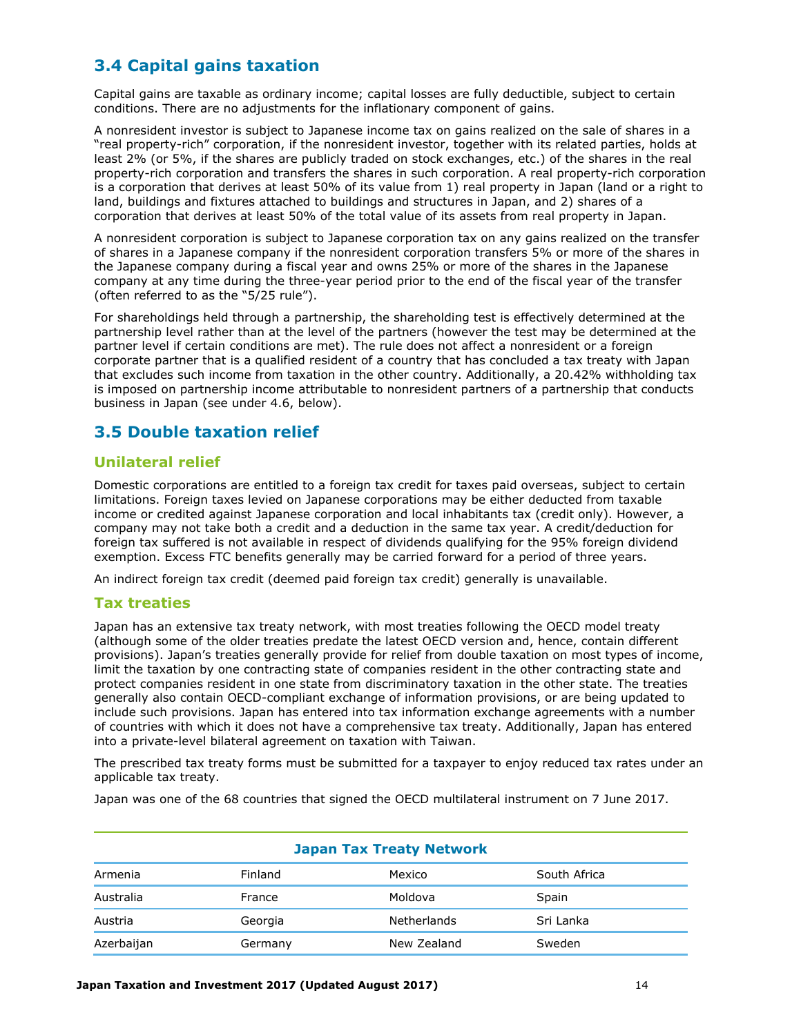## 3.4 Capital gains taxation

Capital gains are taxable as ordinary income; capital losses are fully deductible, subject to certain conditions. There are no adjustments for the inflationary component of gains.

A nonresident investor is subject to Japanese income tax on gains realized on the sale of shares in a "real property-rich" corporation, if the nonresident investor, together with its related parties, holds at least 2% (or 5%, if the shares are publicly traded on stock exchanges, etc.) of the shares in the real property-rich corporation and transfers the shares in such corporation. A real property-rich corporation is a corporation that derives at least 50% of its value from 1) real property in Japan (land or a right to land, buildings and fixtures attached to buildings and structures in Japan, and 2) shares of a corporation that derives at least 50% of the total value of its assets from real property in Japan.

A nonresident corporation is subject to Japanese corporation tax on any gains realized on the transfer of shares in a Japanese company if the nonresident corporation transfers 5% or more of the shares in the Japanese company during a fiscal year and owns 25% or more of the shares in the Japanese company at any time during the three-year period prior to the end of the fiscal year of the transfer (often referred to as the "5/25 rule").

For shareholdings held through a partnership, the shareholding test is effectively determined at the partnership level rather than at the level of the partners (however the test may be determined at the partner level if certain conditions are met). The rule does not affect a nonresident or a foreign corporate partner that is a qualified resident of a country that has concluded a tax treaty with Japan that excludes such income from taxation in the other country. Additionally, a 20.42% withholding tax is imposed on partnership income attributable to nonresident partners of a partnership that conducts business in Japan (see under 4.6, below).

## 3.5 Double taxation relief

### Unilateral relief

Domestic corporations are entitled to a foreign tax credit for taxes paid overseas, subject to certain limitations. Foreign taxes levied on Japanese corporations may be either deducted from taxable income or credited against Japanese corporation and local inhabitants tax (credit only). However, a company may not take both a credit and a deduction in the same tax year. A credit/deduction for foreign tax suffered is not available in respect of dividends qualifying for the 95% foreign dividend exemption. Excess FTC benefits generally may be carried forward for a period of three years.

An indirect foreign tax credit (deemed paid foreign tax credit) generally is unavailable.

### Tax treaties

Japan has an extensive tax treaty network, with most treaties following the OECD model treaty (although some of the older treaties predate the latest OECD version and, hence, contain different provisions). Japan's treaties generally provide for relief from double taxation on most types of income, limit the taxation by one contracting state of companies resident in the other contracting state and protect companies resident in one state from discriminatory taxation in the other state. The treaties generally also contain OECD-compliant exchange of information provisions, or are being updated to include such provisions. Japan has entered into tax information exchange agreements with a number of countries with which it does not have a comprehensive tax treaty. Additionally, Japan has entered into a private-level bilateral agreement on taxation with Taiwan.

The prescribed tax treaty forms must be submitted for a taxpayer to enjoy reduced tax rates under an applicable tax treaty.

Japan was one of the 68 countries that signed the OECD multilateral instrument on 7 June 2017.

**Japan Tax Treaty Network**

| | | | |
|---|---|---|---|
| Armenia | Finland | Mexico | South Africa |
| Australia | France | Moldova | Spain |
| Austria | Georgia | Netherlands | Sri Lanka |
| Azerbaijan | Germany | New Zealand | Sweden |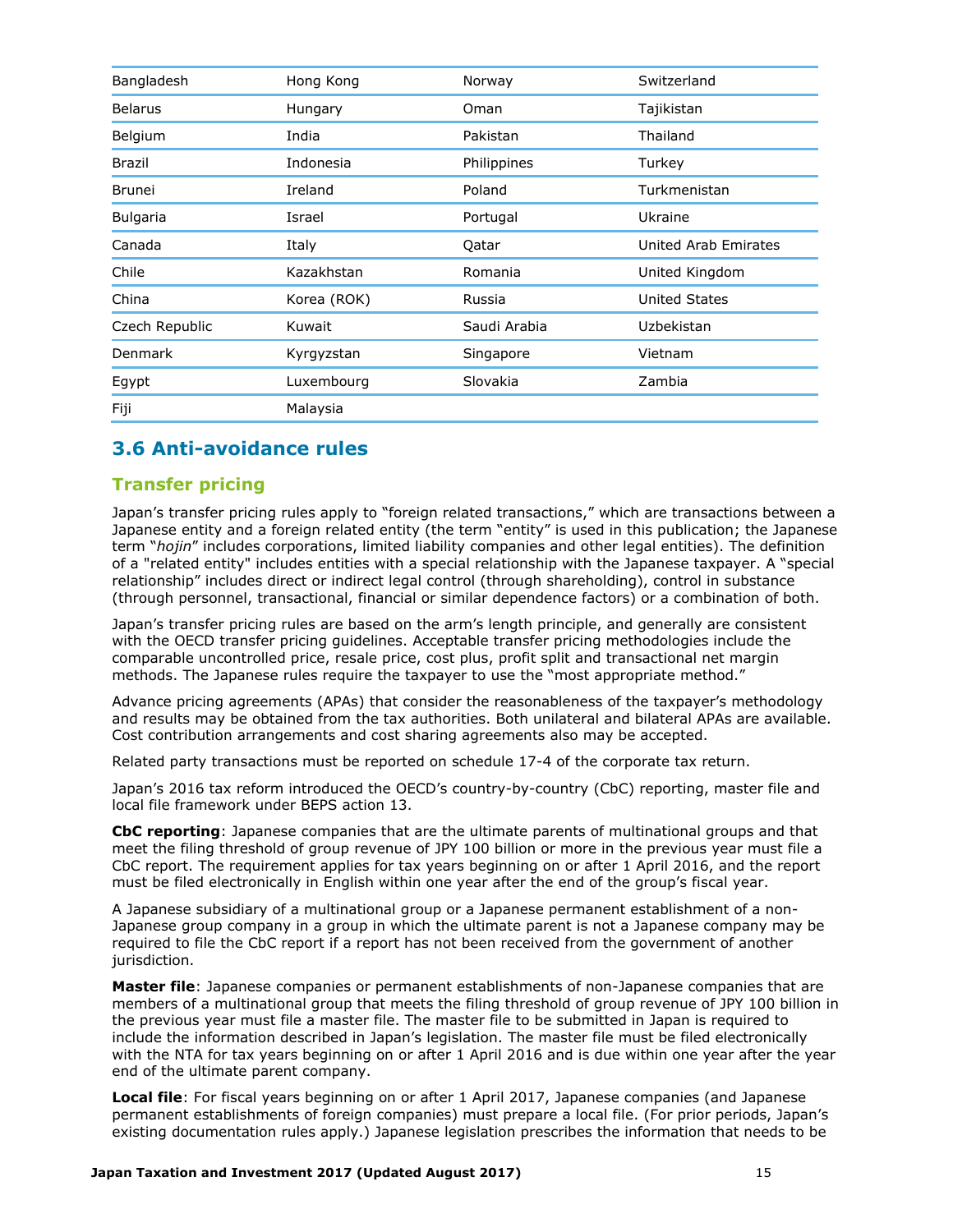| Bangladesh | Hong Kong | Norway | Switzerland |
|---|---|---|---|
| Belarus | Hungary | Oman | Tajikistan |
| Belgium | India | Pakistan | Thailand |
| Brazil | Indonesia | Philippines | Turkey |
| Brunei | Ireland | Poland | Turkmenistan |
| Bulgaria | Israel | Portugal | Ukraine |
| Canada | Italy | Qatar | United Arab Emirates |
| Chile | Kazakhstan | Romania | United Kingdom |
| China | Korea (ROK) | Russia | United States |
| Czech Republic | Kuwait | Saudi Arabia | Uzbekistan |
| Denmark | Kyrgyzstan | Singapore | Vietnam |
| Egypt | Luxembourg | Slovakia | Zambia |
| Fiji | Malaysia | | |

## 3.6 Anti-avoidance rules

### Transfer pricing

Japan's transfer pricing rules apply to "foreign related transactions," which are transactions between a Japanese entity and a foreign related entity (the term "entity" is used in this publication; the Japanese term "*hojin*" includes corporations, limited liability companies and other legal entities). The definition of a "related entity" includes entities with a special relationship with the Japanese taxpayer. A "special relationship" includes direct or indirect legal control (through shareholding), control in substance (through personnel, transactional, financial or similar dependence factors) or a combination of both.

Japan's transfer pricing rules are based on the arm's length principle, and generally are consistent with the OECD transfer pricing guidelines. Acceptable transfer pricing methodologies include the comparable uncontrolled price, resale price, cost plus, profit split and transactional net margin methods. The Japanese rules require the taxpayer to use the "most appropriate method."

Advance pricing agreements (APAs) that consider the reasonableness of the taxpayer's methodology and results may be obtained from the tax authorities. Both unilateral and bilateral APAs are available. Cost contribution arrangements and cost sharing agreements also may be accepted.

Related party transactions must be reported on schedule 17-4 of the corporate tax return.

Japan's 2016 tax reform introduced the OECD's country-by-country (CbC) reporting, master file and local file framework under BEPS action 13.

**CbC reporting**: Japanese companies that are the ultimate parents of multinational groups and that meet the filing threshold of group revenue of JPY 100 billion or more in the previous year must file a CbC report. The requirement applies for tax years beginning on or after 1 April 2016, and the report must be filed electronically in English within one year after the end of the group's fiscal year.

A Japanese subsidiary of a multinational group or a Japanese permanent establishment of a non-Japanese group company in a group in which the ultimate parent is not a Japanese company may be required to file the CbC report if a report has not been received from the government of another jurisdiction.

**Master file**: Japanese companies or permanent establishments of non-Japanese companies that are members of a multinational group that meets the filing threshold of group revenue of JPY 100 billion in the previous year must file a master file. The master file to be submitted in Japan is required to include the information described in Japan's legislation. The master file must be filed electronically with the NTA for tax years beginning on or after 1 April 2016 and is due within one year after the year end of the ultimate parent company.

**Local file**: For fiscal years beginning on or after 1 April 2017, Japanese companies (and Japanese permanent establishments of foreign companies) must prepare a local file. (For prior periods, Japan's existing documentation rules apply.) Japanese legislation prescribes the information that needs to be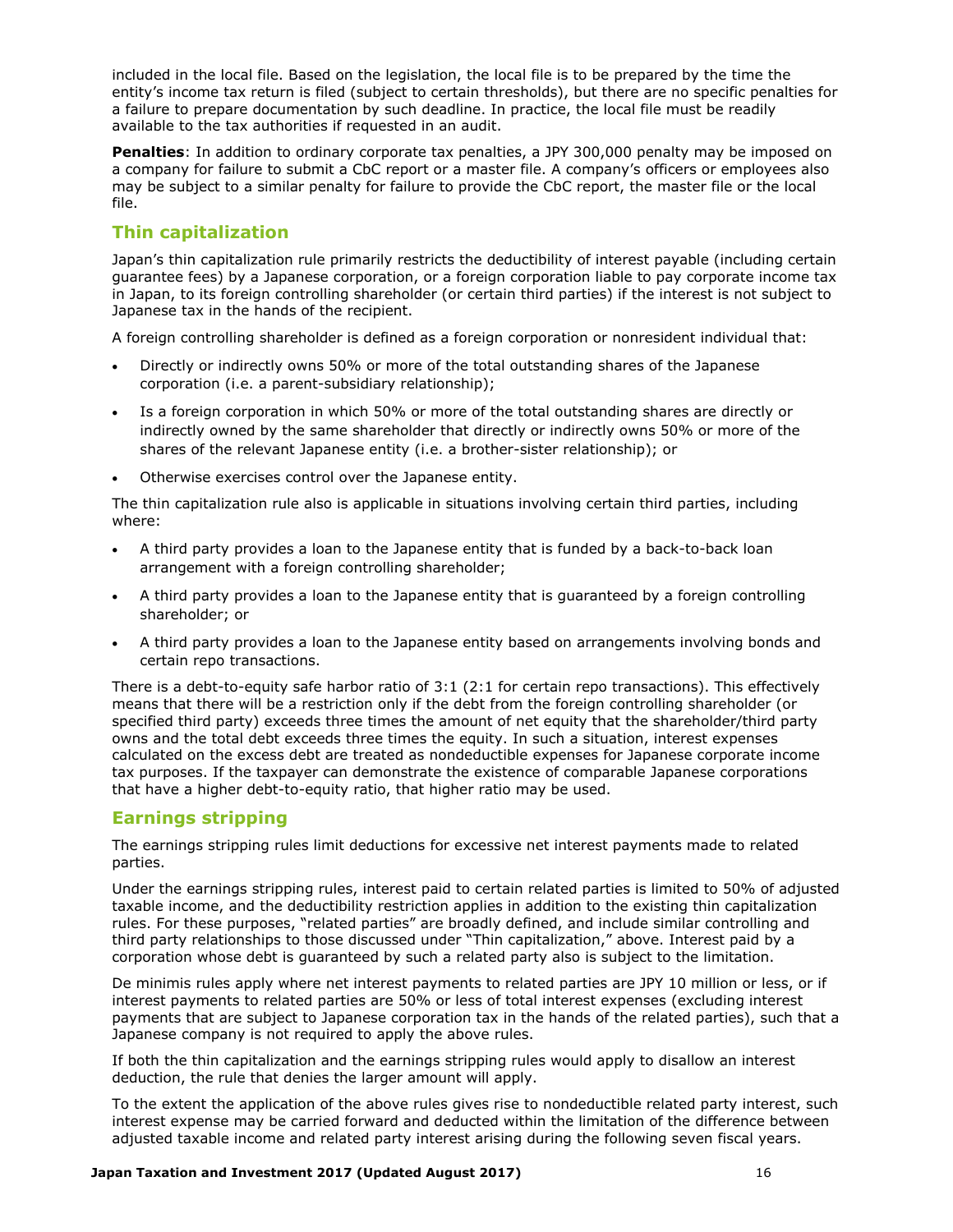included in the local file. Based on the legislation, the local file is to be prepared by the time the entity's income tax return is filed (subject to certain thresholds), but there are no specific penalties for a failure to prepare documentation by such deadline. In practice, the local file must be readily available to the tax authorities if requested in an audit.

**Penalties**: In addition to ordinary corporate tax penalties, a JPY 300,000 penalty may be imposed on a company for failure to submit a CbC report or a master file. A company's officers or employees also may be subject to a similar penalty for failure to provide the CbC report, the master file or the local file.

## Thin capitalization

Japan's thin capitalization rule primarily restricts the deductibility of interest payable (including certain guarantee fees) by a Japanese corporation, or a foreign corporation liable to pay corporate income tax in Japan, to its foreign controlling shareholder (or certain third parties) if the interest is not subject to Japanese tax in the hands of the recipient.

A foreign controlling shareholder is defined as a foreign corporation or nonresident individual that:

- Directly or indirectly owns 50% or more of the total outstanding shares of the Japanese corporation (i.e. a parent-subsidiary relationship);
- Is a foreign corporation in which 50% or more of the total outstanding shares are directly or indirectly owned by the same shareholder that directly or indirectly owns 50% or more of the shares of the relevant Japanese entity (i.e. a brother-sister relationship); or
- Otherwise exercises control over the Japanese entity.

The thin capitalization rule also is applicable in situations involving certain third parties, including where:

- A third party provides a loan to the Japanese entity that is funded by a back-to-back loan arrangement with a foreign controlling shareholder;
- A third party provides a loan to the Japanese entity that is guaranteed by a foreign controlling shareholder; or
- A third party provides a loan to the Japanese entity based on arrangements involving bonds and certain repo transactions.

There is a debt-to-equity safe harbor ratio of 3:1 (2:1 for certain repo transactions). This effectively means that there will be a restriction only if the debt from the foreign controlling shareholder (or specified third party) exceeds three times the amount of net equity that the shareholder/third party owns and the total debt exceeds three times the equity. In such a situation, interest expenses calculated on the excess debt are treated as nondeductible expenses for Japanese corporate income tax purposes. If the taxpayer can demonstrate the existence of comparable Japanese corporations that have a higher debt-to-equity ratio, that higher ratio may be used.

## Earnings stripping

The earnings stripping rules limit deductions for excessive net interest payments made to related parties.

Under the earnings stripping rules, interest paid to certain related parties is limited to 50% of adjusted taxable income, and the deductibility restriction applies in addition to the existing thin capitalization rules. For these purposes, "related parties" are broadly defined, and include similar controlling and third party relationships to those discussed under "Thin capitalization," above. Interest paid by a corporation whose debt is guaranteed by such a related party also is subject to the limitation.

De minimis rules apply where net interest payments to related parties are JPY 10 million or less, or if interest payments to related parties are 50% or less of total interest expenses (excluding interest payments that are subject to Japanese corporation tax in the hands of the related parties), such that a Japanese company is not required to apply the above rules.

If both the thin capitalization and the earnings stripping rules would apply to disallow an interest deduction, the rule that denies the larger amount will apply.

To the extent the application of the above rules gives rise to nondeductible related party interest, such interest expense may be carried forward and deducted within the limitation of the difference between adjusted taxable income and related party interest arising during the following seven fiscal years.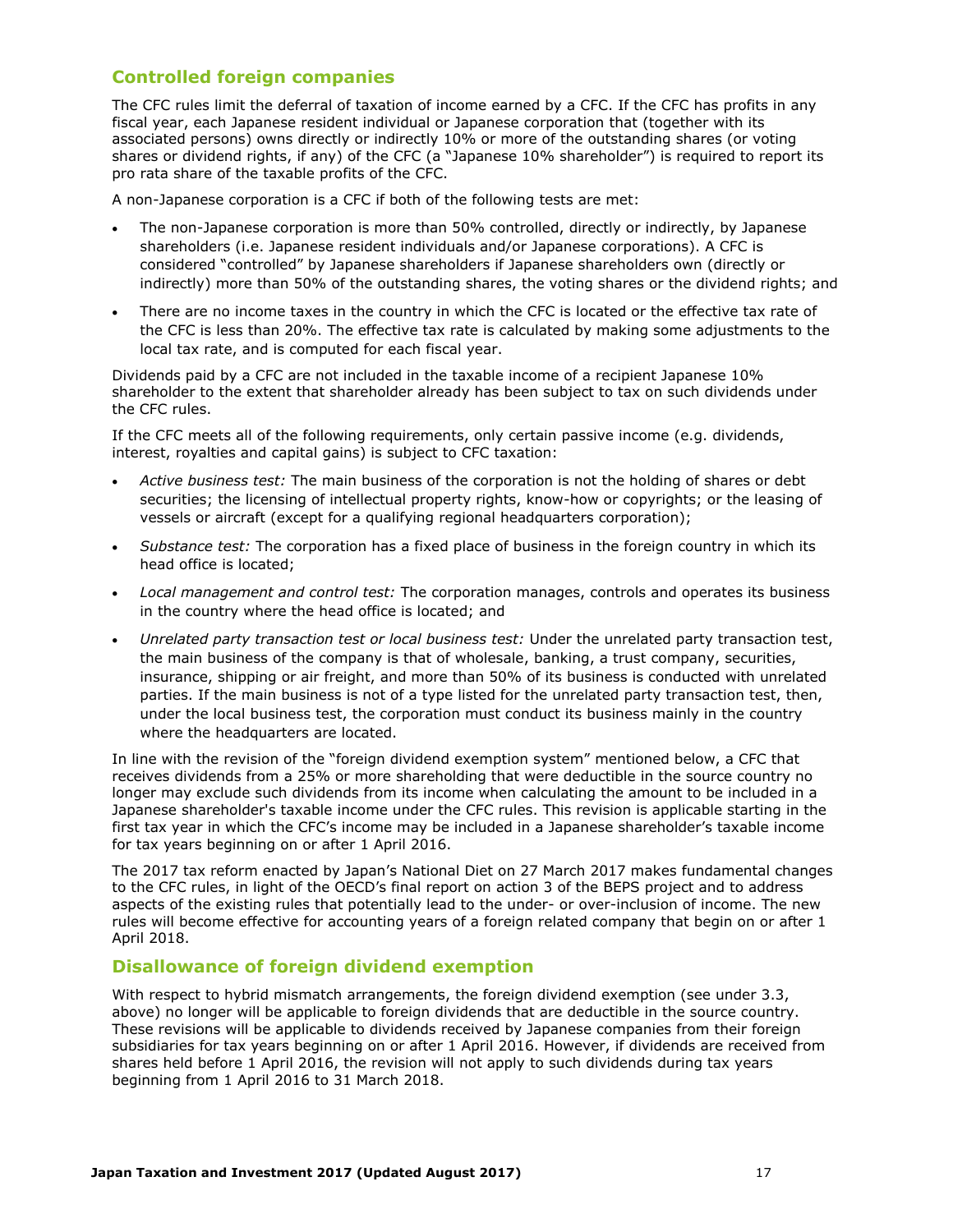## Controlled foreign companies

The CFC rules limit the deferral of taxation of income earned by a CFC. If the CFC has profits in any fiscal year, each Japanese resident individual or Japanese corporation that (together with its associated persons) owns directly or indirectly 10% or more of the outstanding shares (or voting shares or dividend rights, if any) of the CFC (a "Japanese 10% shareholder") is required to report its pro rata share of the taxable profits of the CFC.

A non-Japanese corporation is a CFC if both of the following tests are met:

- The non-Japanese corporation is more than 50% controlled, directly or indirectly, by Japanese shareholders (i.e. Japanese resident individuals and/or Japanese corporations). A CFC is considered "controlled" by Japanese shareholders if Japanese shareholders own (directly or indirectly) more than 50% of the outstanding shares, the voting shares or the dividend rights; and
- There are no income taxes in the country in which the CFC is located or the effective tax rate of the CFC is less than 20%. The effective tax rate is calculated by making some adjustments to the local tax rate, and is computed for each fiscal year.

Dividends paid by a CFC are not included in the taxable income of a recipient Japanese 10% shareholder to the extent that shareholder already has been subject to tax on such dividends under the CFC rules.

If the CFC meets all of the following requirements, only certain passive income (e.g. dividends, interest, royalties and capital gains) is subject to CFC taxation:

- *Active business test:* The main business of the corporation is not the holding of shares or debt securities; the licensing of intellectual property rights, know-how or copyrights; or the leasing of vessels or aircraft (except for a qualifying regional headquarters corporation);
- *Substance test:* The corporation has a fixed place of business in the foreign country in which its head office is located;
- *Local management and control test:* The corporation manages, controls and operates its business in the country where the head office is located; and
- *Unrelated party transaction test or local business test:* Under the unrelated party transaction test, the main business of the company is that of wholesale, banking, a trust company, securities, insurance, shipping or air freight, and more than 50% of its business is conducted with unrelated parties. If the main business is not of a type listed for the unrelated party transaction test, then, under the local business test, the corporation must conduct its business mainly in the country where the headquarters are located.

In line with the revision of the "foreign dividend exemption system" mentioned below, a CFC that receives dividends from a 25% or more shareholding that were deductible in the source country no longer may exclude such dividends from its income when calculating the amount to be included in a Japanese shareholder's taxable income under the CFC rules. This revision is applicable starting in the first tax year in which the CFC's income may be included in a Japanese shareholder's taxable income for tax years beginning on or after 1 April 2016.

The 2017 tax reform enacted by Japan's National Diet on 27 March 2017 makes fundamental changes to the CFC rules, in light of the OECD's final report on action 3 of the BEPS project and to address aspects of the existing rules that potentially lead to the under- or over-inclusion of income. The new rules will become effective for accounting years of a foreign related company that begin on or after 1 April 2018.

## Disallowance of foreign dividend exemption

With respect to hybrid mismatch arrangements, the foreign dividend exemption (see under 3.3, above) no longer will be applicable to foreign dividends that are deductible in the source country. These revisions will be applicable to dividends received by Japanese companies from their foreign subsidiaries for tax years beginning on or after 1 April 2016. However, if dividends are received from shares held before 1 April 2016, the revision will not apply to such dividends during tax years beginning from 1 April 2016 to 31 March 2018.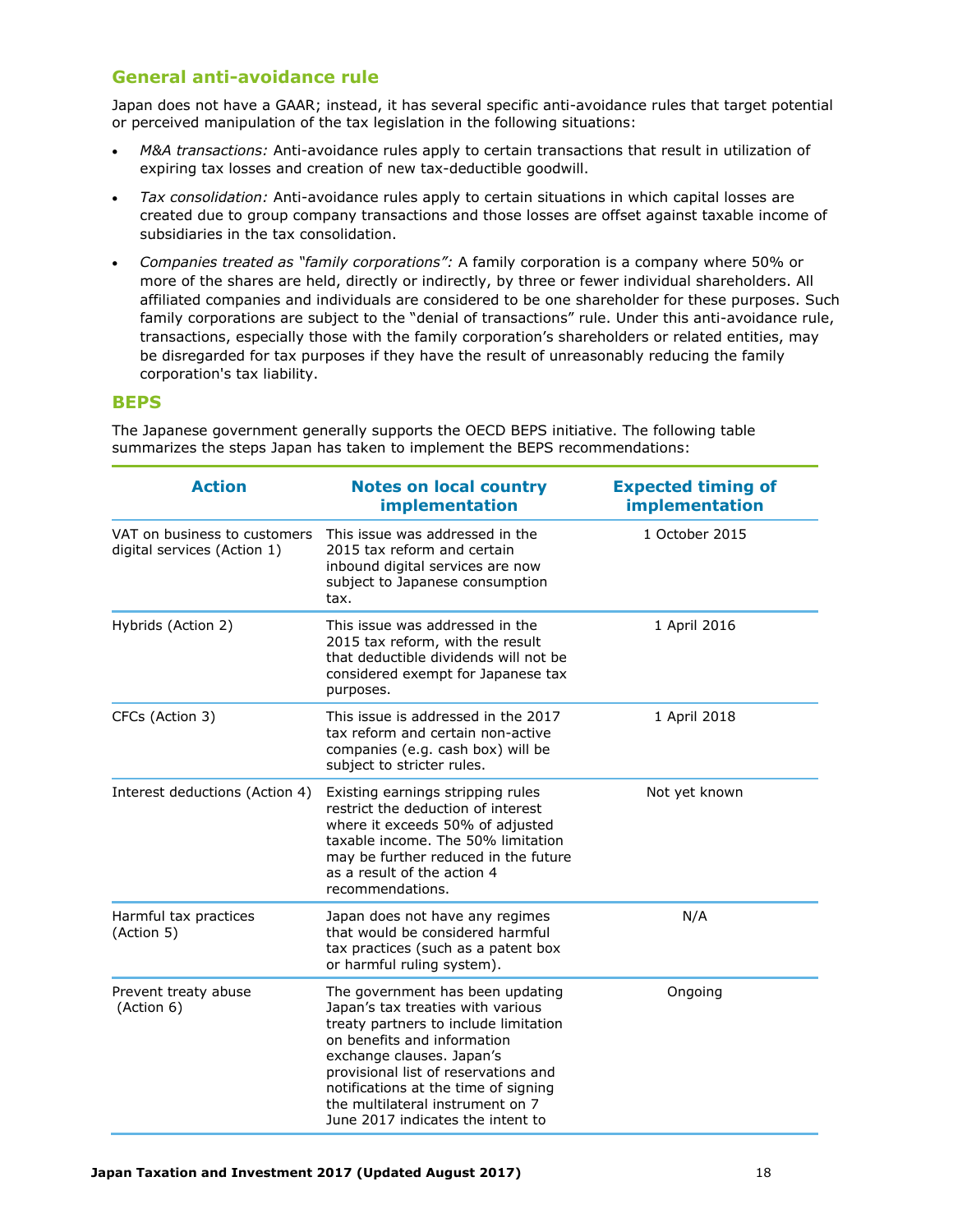## General anti-avoidance rule

Japan does not have a GAAR; instead, it has several specific anti-avoidance rules that target potential or perceived manipulation of the tax legislation in the following situations:

- *M&A transactions:* Anti-avoidance rules apply to certain transactions that result in utilization of expiring tax losses and creation of new tax-deductible goodwill.
- *Tax consolidation:* Anti-avoidance rules apply to certain situations in which capital losses are created due to group company transactions and those losses are offset against taxable income of subsidiaries in the tax consolidation.
- *Companies treated as "family corporations":* A family corporation is a company where 50% or more of the shares are held, directly or indirectly, by three or fewer individual shareholders. All affiliated companies and individuals are considered to be one shareholder for these purposes. Such family corporations are subject to the "denial of transactions" rule. Under this anti-avoidance rule, transactions, especially those with the family corporation's shareholders or related entities, may be disregarded for tax purposes if they have the result of unreasonably reducing the family corporation's tax liability.

## BEPS

The Japanese government generally supports the OECD BEPS initiative. The following table summarizes the steps Japan has taken to implement the BEPS recommendations:

| Action | Notes on local country implementation | Expected timing of implementation |
|---|---|---|
| VAT on business to customers digital services (Action 1) | This issue was addressed in the 2015 tax reform and certain inbound digital services are now subject to Japanese consumption tax. | 1 October 2015 |
| Hybrids (Action 2) | This issue was addressed in the 2015 tax reform, with the result that deductible dividends will not be considered exempt for Japanese tax purposes. | 1 April 2016 |
| CFCs (Action 3) | This issue is addressed in the 2017 tax reform and certain non-active companies (e.g. cash box) will be subject to stricter rules. | 1 April 2018 |
| Interest deductions (Action 4) | Existing earnings stripping rules restrict the deduction of interest where it exceeds 50% of adjusted taxable income. The 50% limitation may be further reduced in the future as a result of the action 4 recommendations. | Not yet known |
| Harmful tax practices (Action 5) | Japan does not have any regimes that would be considered harmful tax practices (such as a patent box or harmful ruling system). | N/A |
| Prevent treaty abuse (Action 6) | The government has been updating Japan's tax treaties with various treaty partners to include limitation on benefits and information exchange clauses. Japan's provisional list of reservations and notifications at the time of signing the multilateral instrument on 7 June 2017 indicates the intent to | Ongoing |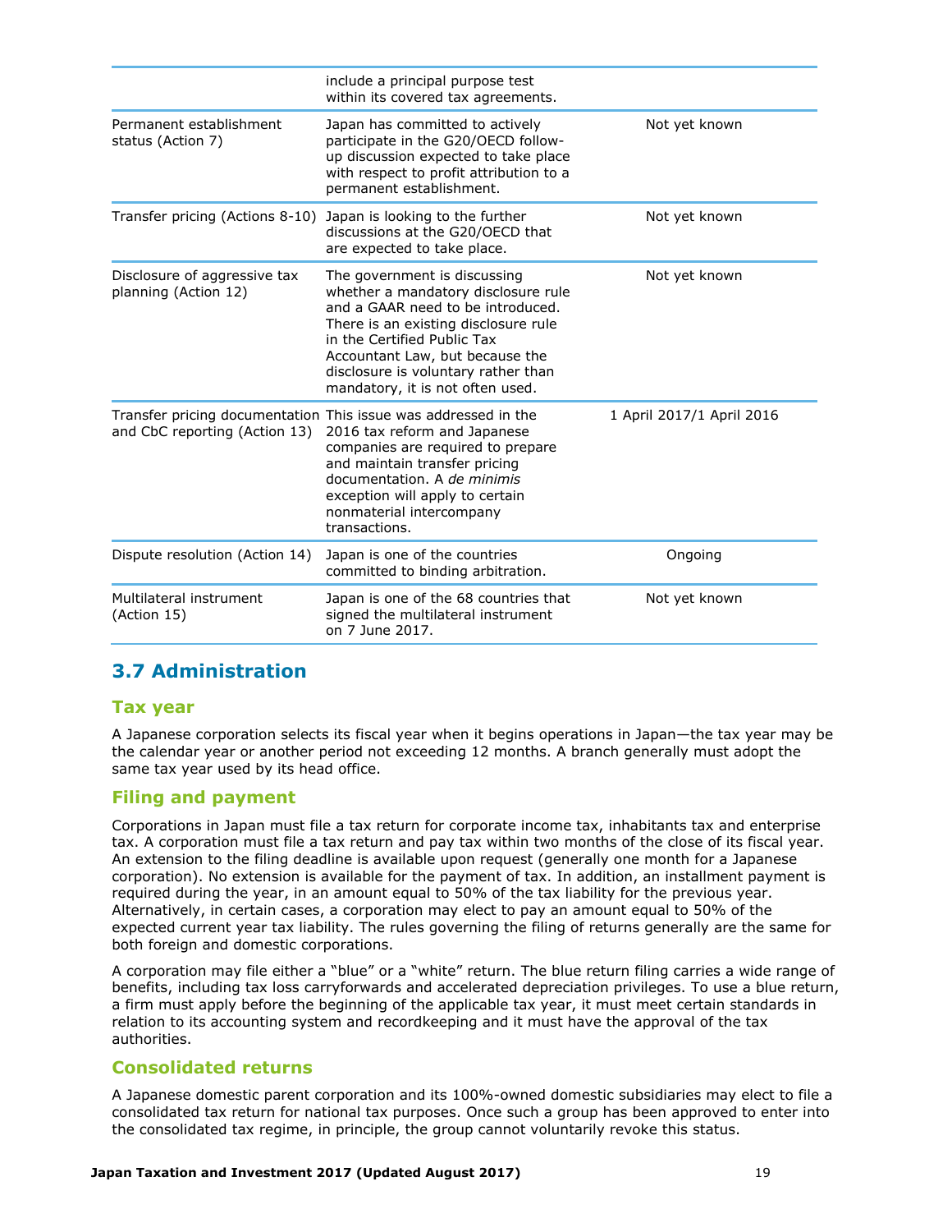| | | |
|---|---|---|
| | include a principal purpose test within its covered tax agreements. | |
| Permanent establishment status (Action 7) | Japan has committed to actively participate in the G20/OECD follow-up discussion expected to take place with respect to profit attribution to a permanent establishment. | Not yet known |
| Transfer pricing (Actions 8-10) | Japan is looking to the further discussions at the G20/OECD that are expected to take place. | Not yet known |
| Disclosure of aggressive tax planning (Action 12) | The government is discussing whether a mandatory disclosure rule and a GAAR need to be introduced. There is an existing disclosure rule in the Certified Public Tax Accountant Law, but because the disclosure is voluntary rather than mandatory, it is not often used. | Not yet known |
| Transfer pricing documentation and CbC reporting (Action 13) | This issue was addressed in the 2016 tax reform and Japanese companies are required to prepare and maintain transfer pricing documentation. A *de minimis* exception will apply to certain nonmaterial intercompany transactions. | 1 April 2017/1 April 2016 |
| Dispute resolution (Action 14) | Japan is one of the countries committed to binding arbitration. | Ongoing |
| Multilateral instrument (Action 15) | Japan is one of the 68 countries that signed the multilateral instrument on 7 June 2017. | Not yet known |

## 3.7 Administration

### Tax year

A Japanese corporation selects its fiscal year when it begins operations in Japan—the tax year may be the calendar year or another period not exceeding 12 months. A branch generally must adopt the same tax year used by its head office.

### Filing and payment

Corporations in Japan must file a tax return for corporate income tax, inhabitants tax and enterprise tax. A corporation must file a tax return and pay tax within two months of the close of its fiscal year. An extension to the filing deadline is available upon request (generally one month for a Japanese corporation). No extension is available for the payment of tax. In addition, an installment payment is required during the year, in an amount equal to 50% of the tax liability for the previous year. Alternatively, in certain cases, a corporation may elect to pay an amount equal to 50% of the expected current year tax liability. The rules governing the filing of returns generally are the same for both foreign and domestic corporations.

A corporation may file either a "blue" or a "white" return. The blue return filing carries a wide range of benefits, including tax loss carryforwards and accelerated depreciation privileges. To use a blue return, a firm must apply before the beginning of the applicable tax year, it must meet certain standards in relation to its accounting system and recordkeeping and it must have the approval of the tax authorities.

### Consolidated returns

A Japanese domestic parent corporation and its 100%-owned domestic subsidiaries may elect to file a consolidated tax return for national tax purposes. Once such a group has been approved to enter into the consolidated tax regime, in principle, the group cannot voluntarily revoke this status.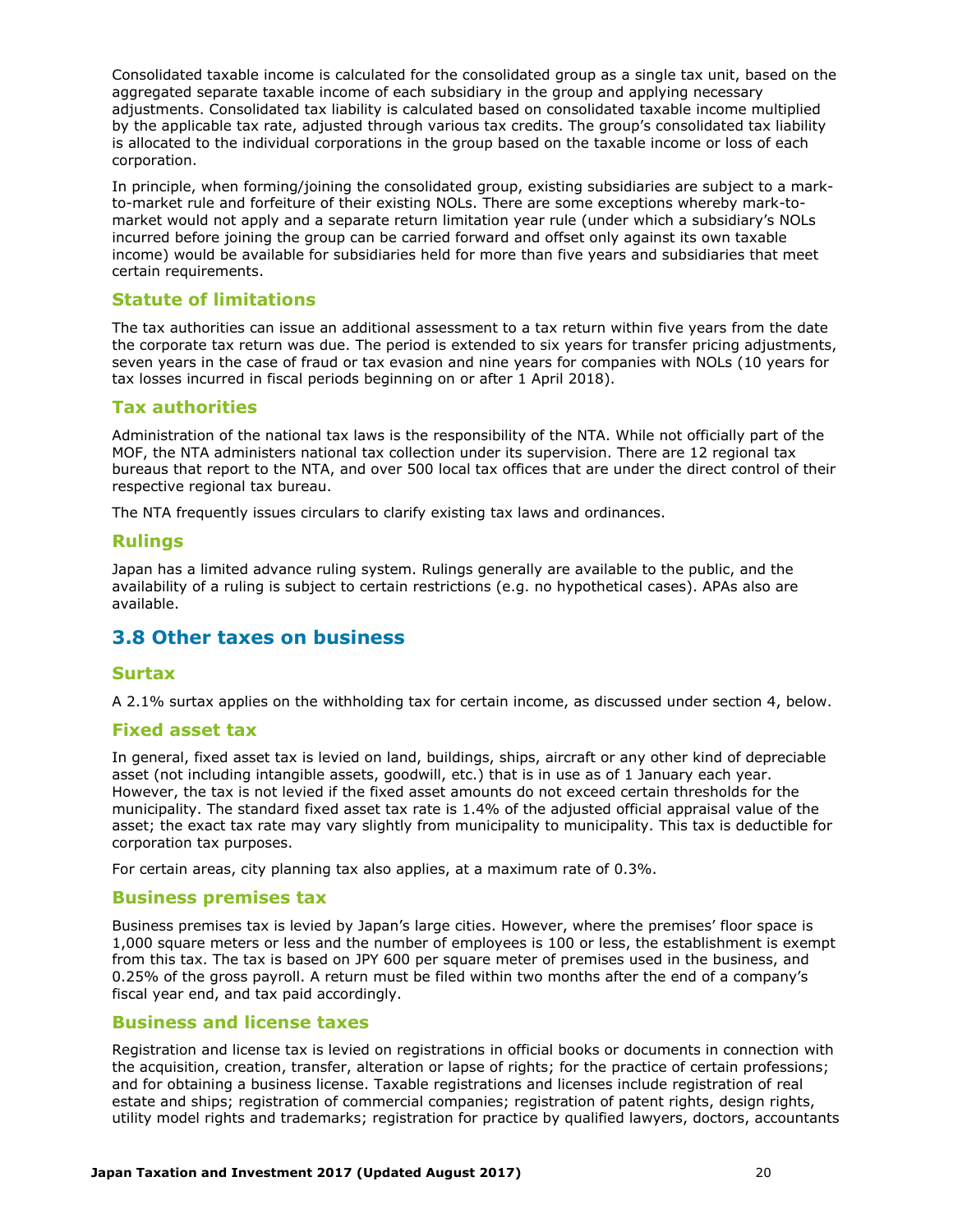Consolidated taxable income is calculated for the consolidated group as a single tax unit, based on the aggregated separate taxable income of each subsidiary in the group and applying necessary adjustments. Consolidated tax liability is calculated based on consolidated taxable income multiplied by the applicable tax rate, adjusted through various tax credits. The group's consolidated tax liability is allocated to the individual corporations in the group based on the taxable income or loss of each corporation.

In principle, when forming/joining the consolidated group, existing subsidiaries are subject to a mark-to-market rule and forfeiture of their existing NOLs. There are some exceptions whereby mark-to-market would not apply and a separate return limitation year rule (under which a subsidiary's NOLs incurred before joining the group can be carried forward and offset only against its own taxable income) would be available for subsidiaries held for more than five years and subsidiaries that meet certain requirements.

### Statute of limitations

The tax authorities can issue an additional assessment to a tax return within five years from the date the corporate tax return was due. The period is extended to six years for transfer pricing adjustments, seven years in the case of fraud or tax evasion and nine years for companies with NOLs (10 years for tax losses incurred in fiscal periods beginning on or after 1 April 2018).

### Tax authorities

Administration of the national tax laws is the responsibility of the NTA. While not officially part of the MOF, the NTA administers national tax collection under its supervision. There are 12 regional tax bureaus that report to the NTA, and over 500 local tax offices that are under the direct control of their respective regional tax bureau.

The NTA frequently issues circulars to clarify existing tax laws and ordinances.

### Rulings

Japan has a limited advance ruling system. Rulings generally are available to the public, and the availability of a ruling is subject to certain restrictions (e.g. no hypothetical cases). APAs also are available.

## 3.8 Other taxes on business

### Surtax

A 2.1% surtax applies on the withholding tax for certain income, as discussed under section 4, below.

### Fixed asset tax

In general, fixed asset tax is levied on land, buildings, ships, aircraft or any other kind of depreciable asset (not including intangible assets, goodwill, etc.) that is in use as of 1 January each year. However, the tax is not levied if the fixed asset amounts do not exceed certain thresholds for the municipality. The standard fixed asset tax rate is 1.4% of the adjusted official appraisal value of the asset; the exact tax rate may vary slightly from municipality to municipality. This tax is deductible for corporation tax purposes.

For certain areas, city planning tax also applies, at a maximum rate of 0.3%.

### Business premises tax

Business premises tax is levied by Japan's large cities. However, where the premises' floor space is 1,000 square meters or less and the number of employees is 100 or less, the establishment is exempt from this tax. The tax is based on JPY 600 per square meter of premises used in the business, and 0.25% of the gross payroll. A return must be filed within two months after the end of a company's fiscal year end, and tax paid accordingly.

### Business and license taxes

Registration and license tax is levied on registrations in official books or documents in connection with the acquisition, creation, transfer, alteration or lapse of rights; for the practice of certain professions; and for obtaining a business license. Taxable registrations and licenses include registration of real estate and ships; registration of commercial companies; registration of patent rights, design rights, utility model rights and trademarks; registration for practice by qualified lawyers, doctors, accountants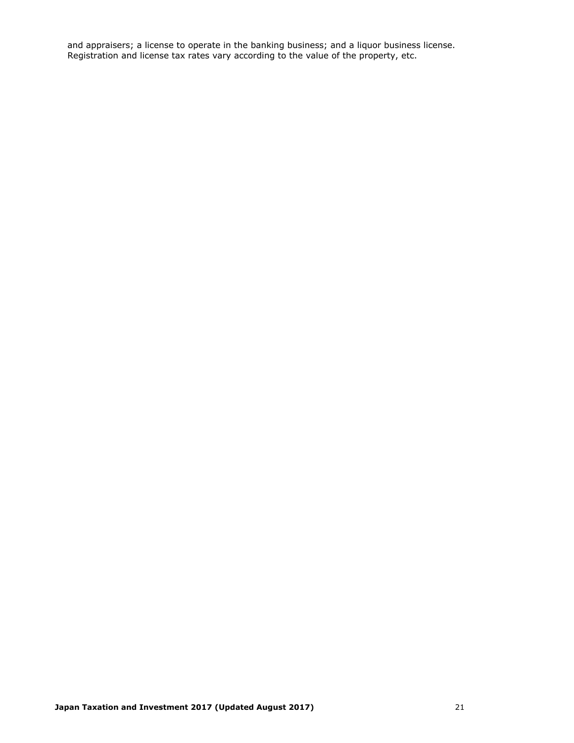and appraisers; a license to operate in the banking business; and a liquor business license. Registration and license tax rates vary according to the value of the property, etc.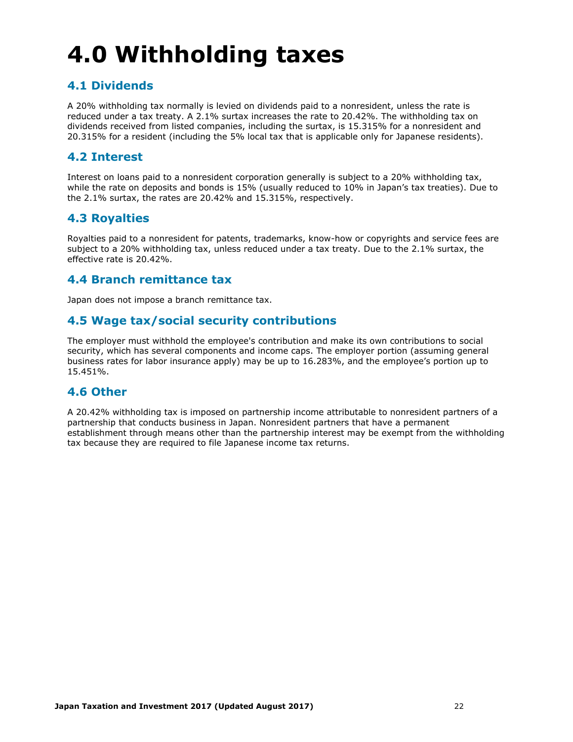# 4.0 Withholding taxes

## 4.1 Dividends

A 20% withholding tax normally is levied on dividends paid to a nonresident, unless the rate is reduced under a tax treaty. A 2.1% surtax increases the rate to 20.42%. The withholding tax on dividends received from listed companies, including the surtax, is 15.315% for a nonresident and 20.315% for a resident (including the 5% local tax that is applicable only for Japanese residents).

## 4.2 Interest

Interest on loans paid to a nonresident corporation generally is subject to a 20% withholding tax, while the rate on deposits and bonds is 15% (usually reduced to 10% in Japan's tax treaties). Due to the 2.1% surtax, the rates are 20.42% and 15.315%, respectively.

## 4.3 Royalties

Royalties paid to a nonresident for patents, trademarks, know-how or copyrights and service fees are subject to a 20% withholding tax, unless reduced under a tax treaty. Due to the 2.1% surtax, the effective rate is 20.42%.

## 4.4 Branch remittance tax

Japan does not impose a branch remittance tax.

## 4.5 Wage tax/social security contributions

The employer must withhold the employee's contribution and make its own contributions to social security, which has several components and income caps. The employer portion (assuming general business rates for labor insurance apply) may be up to 16.283%, and the employee's portion up to 15.451%.

## 4.6 Other

A 20.42% withholding tax is imposed on partnership income attributable to nonresident partners of a partnership that conducts business in Japan. Nonresident partners that have a permanent establishment through means other than the partnership interest may be exempt from the withholding tax because they are required to file Japanese income tax returns.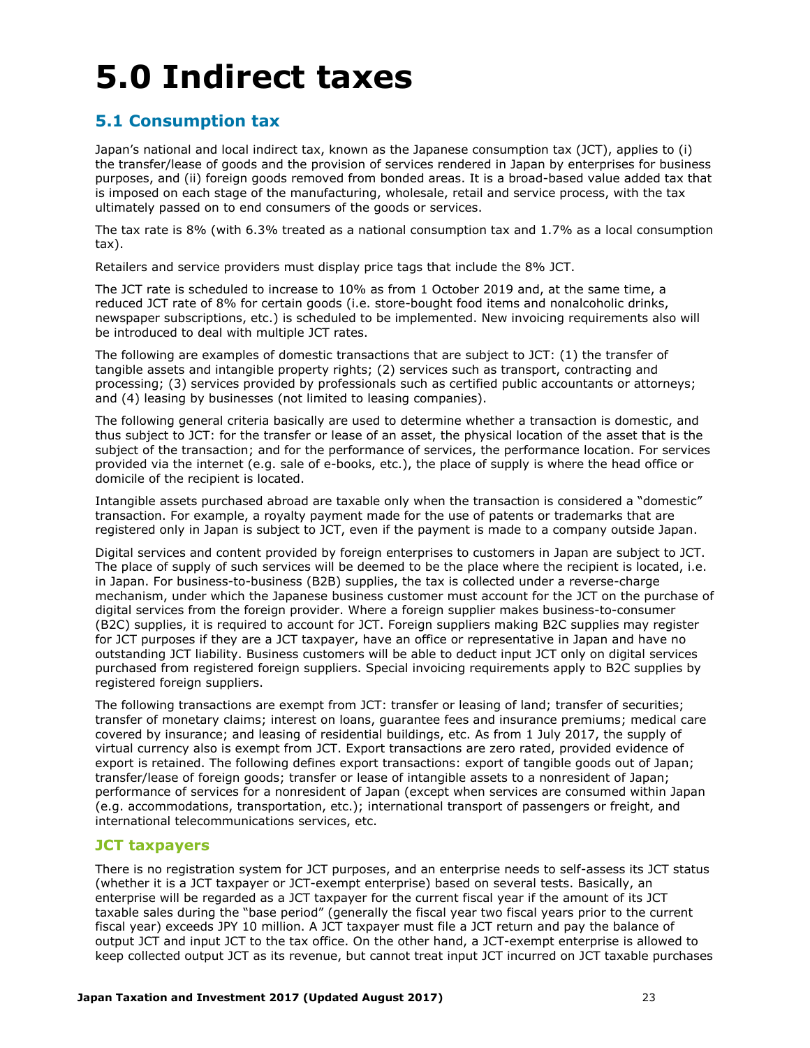# 5.0 Indirect taxes

## 5.1 Consumption tax

Japan's national and local indirect tax, known as the Japanese consumption tax (JCT), applies to (i) the transfer/lease of goods and the provision of services rendered in Japan by enterprises for business purposes, and (ii) foreign goods removed from bonded areas. It is a broad-based value added tax that is imposed on each stage of the manufacturing, wholesale, retail and service process, with the tax ultimately passed on to end consumers of the goods or services.

The tax rate is 8% (with 6.3% treated as a national consumption tax and 1.7% as a local consumption tax).

Retailers and service providers must display price tags that include the 8% JCT.

The JCT rate is scheduled to increase to 10% as from 1 October 2019 and, at the same time, a reduced JCT rate of 8% for certain goods (i.e. store-bought food items and nonalcoholic drinks, newspaper subscriptions, etc.) is scheduled to be implemented. New invoicing requirements also will be introduced to deal with multiple JCT rates.

The following are examples of domestic transactions that are subject to JCT: (1) the transfer of tangible assets and intangible property rights; (2) services such as transport, contracting and processing; (3) services provided by professionals such as certified public accountants or attorneys; and (4) leasing by businesses (not limited to leasing companies).

The following general criteria basically are used to determine whether a transaction is domestic, and thus subject to JCT: for the transfer or lease of an asset, the physical location of the asset that is the subject of the transaction; and for the performance of services, the performance location. For services provided via the internet (e.g. sale of e-books, etc.), the place of supply is where the head office or domicile of the recipient is located.

Intangible assets purchased abroad are taxable only when the transaction is considered a "domestic" transaction. For example, a royalty payment made for the use of patents or trademarks that are registered only in Japan is subject to JCT, even if the payment is made to a company outside Japan.

Digital services and content provided by foreign enterprises to customers in Japan are subject to JCT. The place of supply of such services will be deemed to be the place where the recipient is located, i.e. in Japan. For business-to-business (B2B) supplies, the tax is collected under a reverse-charge mechanism, under which the Japanese business customer must account for the JCT on the purchase of digital services from the foreign provider. Where a foreign supplier makes business-to-consumer (B2C) supplies, it is required to account for JCT. Foreign suppliers making B2C supplies may register for JCT purposes if they are a JCT taxpayer, have an office or representative in Japan and have no outstanding JCT liability. Business customers will be able to deduct input JCT only on digital services purchased from registered foreign suppliers. Special invoicing requirements apply to B2C supplies by registered foreign suppliers.

The following transactions are exempt from JCT: transfer or leasing of land; transfer of securities; transfer of monetary claims; interest on loans, guarantee fees and insurance premiums; medical care covered by insurance; and leasing of residential buildings, etc. As from 1 July 2017, the supply of virtual currency also is exempt from JCT. Export transactions are zero rated, provided evidence of export is retained. The following defines export transactions: export of tangible goods out of Japan; transfer/lease of foreign goods; transfer or lease of intangible assets to a nonresident of Japan; performance of services for a nonresident of Japan (except when services are consumed within Japan (e.g. accommodations, transportation, etc.); international transport of passengers or freight, and international telecommunications services, etc.

### JCT taxpayers

There is no registration system for JCT purposes, and an enterprise needs to self-assess its JCT status (whether it is a JCT taxpayer or JCT-exempt enterprise) based on several tests. Basically, an enterprise will be regarded as a JCT taxpayer for the current fiscal year if the amount of its JCT taxable sales during the "base period" (generally the fiscal year two fiscal years prior to the current fiscal year) exceeds JPY 10 million. A JCT taxpayer must file a JCT return and pay the balance of output JCT and input JCT to the tax office. On the other hand, a JCT-exempt enterprise is allowed to keep collected output JCT as its revenue, but cannot treat input JCT incurred on JCT taxable purchases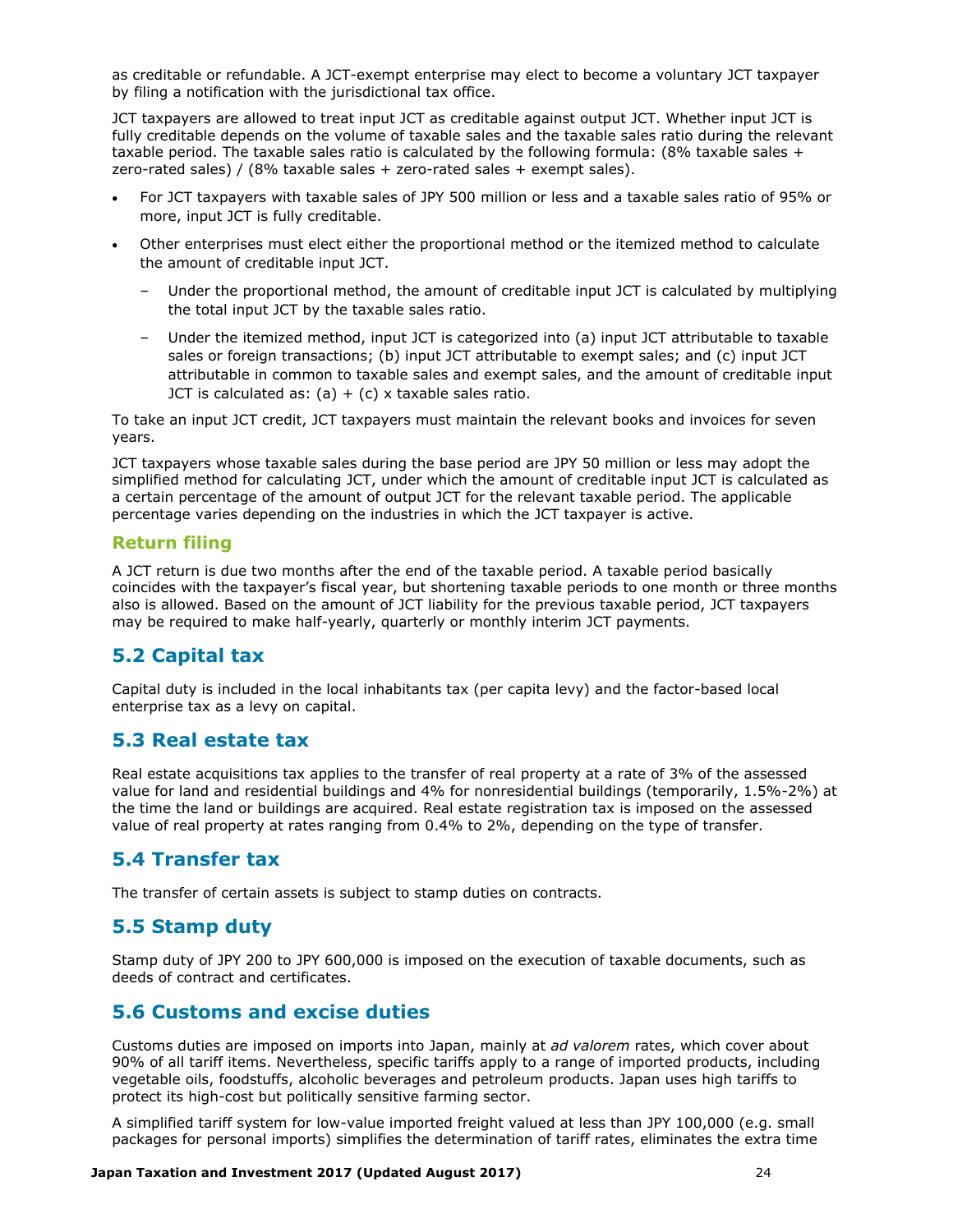as creditable or refundable. A JCT-exempt enterprise may elect to become a voluntary JCT taxpayer by filing a notification with the jurisdictional tax office.

JCT taxpayers are allowed to treat input JCT as creditable against output JCT. Whether input JCT is fully creditable depends on the volume of taxable sales and the taxable sales ratio during the relevant taxable period. The taxable sales ratio is calculated by the following formula: (8% taxable sales + zero-rated sales) / (8% taxable sales + zero-rated sales + exempt sales).

- For JCT taxpayers with taxable sales of JPY 500 million or less and a taxable sales ratio of 95% or more, input JCT is fully creditable.
- Other enterprises must elect either the proportional method or the itemized method to calculate the amount of creditable input JCT.
  - Under the proportional method, the amount of creditable input JCT is calculated by multiplying the total input JCT by the taxable sales ratio.
  - Under the itemized method, input JCT is categorized into (a) input JCT attributable to taxable sales or foreign transactions; (b) input JCT attributable to exempt sales; and (c) input JCT attributable in common to taxable sales and exempt sales, and the amount of creditable input JCT is calculated as: (a) + (c) x taxable sales ratio.

To take an input JCT credit, JCT taxpayers must maintain the relevant books and invoices for seven years.

JCT taxpayers whose taxable sales during the base period are JPY 50 million or less may adopt the simplified method for calculating JCT, under which the amount of creditable input JCT is calculated as a certain percentage of the amount of output JCT for the relevant taxable period. The applicable percentage varies depending on the industries in which the JCT taxpayer is active.

### Return filing

A JCT return is due two months after the end of the taxable period. A taxable period basically coincides with the taxpayer's fiscal year, but shortening taxable periods to one month or three months also is allowed. Based on the amount of JCT liability for the previous taxable period, JCT taxpayers may be required to make half-yearly, quarterly or monthly interim JCT payments.

## 5.2 Capital tax

Capital duty is included in the local inhabitants tax (per capita levy) and the factor-based local enterprise tax as a levy on capital.

## 5.3 Real estate tax

Real estate acquisitions tax applies to the transfer of real property at a rate of 3% of the assessed value for land and residential buildings and 4% for nonresidential buildings (temporarily, 1.5%-2%) at the time the land or buildings are acquired. Real estate registration tax is imposed on the assessed value of real property at rates ranging from 0.4% to 2%, depending on the type of transfer.

## 5.4 Transfer tax

The transfer of certain assets is subject to stamp duties on contracts.

## 5.5 Stamp duty

Stamp duty of JPY 200 to JPY 600,000 is imposed on the execution of taxable documents, such as deeds of contract and certificates.

## 5.6 Customs and excise duties

Customs duties are imposed on imports into Japan, mainly at *ad valorem* rates, which cover about 90% of all tariff items. Nevertheless, specific tariffs apply to a range of imported products, including vegetable oils, foodstuffs, alcoholic beverages and petroleum products. Japan uses high tariffs to protect its high-cost but politically sensitive farming sector.

A simplified tariff system for low-value imported freight valued at less than JPY 100,000 (e.g. small packages for personal imports) simplifies the determination of tariff rates, eliminates the extra time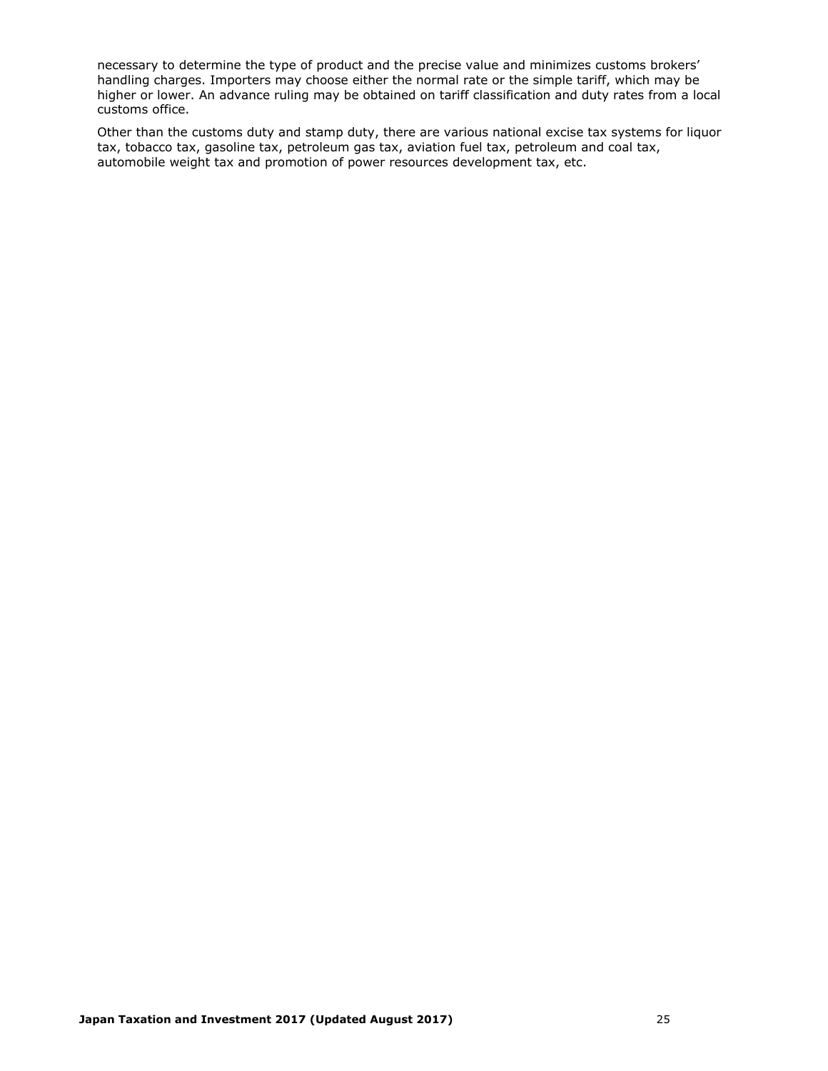necessary to determine the type of product and the precise value and minimizes customs brokers' handling charges. Importers may choose either the normal rate or the simple tariff, which may be higher or lower. An advance ruling may be obtained on tariff classification and duty rates from a local customs office.

Other than the customs duty and stamp duty, there are various national excise tax systems for liquor tax, tobacco tax, gasoline tax, petroleum gas tax, aviation fuel tax, petroleum and coal tax, automobile weight tax and promotion of power resources development tax, etc.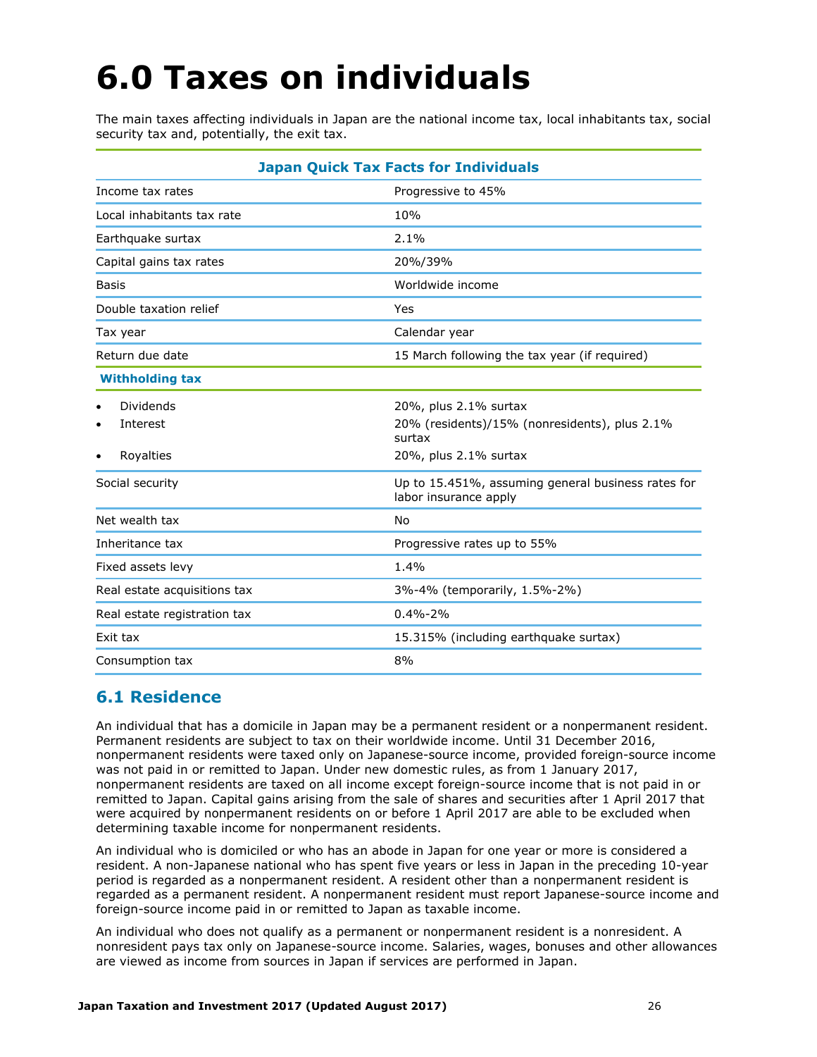# 6.0 Taxes on individuals

The main taxes affecting individuals in Japan are the national income tax, local inhabitants tax, social security tax and, potentially, the exit tax.

| Japan Quick Tax Facts for Individuals | |
|---|---|
| Income tax rates | Progressive to 45% |
| Local inhabitants tax rate | 10% |
| Earthquake surtax | 2.1% |
| Capital gains tax rates | 20%/39% |
| Basis | Worldwide income |
| Double taxation relief | Yes |
| Tax year | Calendar year |
| Return due date | 15 March following the tax year (if required) |
| **Withholding tax** | |
| • Dividends | 20%, plus 2.1% surtax |
| • Interest | 20% (residents)/15% (nonresidents), plus 2.1% surtax |
| • Royalties | 20%, plus 2.1% surtax |
| Social security | Up to 15.451%, assuming general business rates for labor insurance apply |
| Net wealth tax | No |
| Inheritance tax | Progressive rates up to 55% |
| Fixed assets levy | 1.4% |
| Real estate acquisitions tax | 3%-4% (temporarily, 1.5%-2%) |
| Real estate registration tax | 0.4%-2% |
| Exit tax | 15.315% (including earthquake surtax) |
| Consumption tax | 8% |

## 6.1 Residence

An individual that has a domicile in Japan may be a permanent resident or a nonpermanent resident. Permanent residents are subject to tax on their worldwide income. Until 31 December 2016, nonpermanent residents were taxed only on Japanese-source income, provided foreign-source income was not paid in or remitted to Japan. Under new domestic rules, as from 1 January 2017, nonpermanent residents are taxed on all income except foreign-source income that is not paid in or remitted to Japan. Capital gains arising from the sale of shares and securities after 1 April 2017 that were acquired by nonpermanent residents on or before 1 April 2017 are able to be excluded when determining taxable income for nonpermanent residents.

An individual who is domiciled or who has an abode in Japan for one year or more is considered a resident. A non-Japanese national who has spent five years or less in Japan in the preceding 10-year period is regarded as a nonpermanent resident. A resident other than a nonpermanent resident is regarded as a permanent resident. A nonpermanent resident must report Japanese-source income and foreign-source income paid in or remitted to Japan as taxable income.

An individual who does not qualify as a permanent or nonpermanent resident is a nonresident. A nonresident pays tax only on Japanese-source income. Salaries, wages, bonuses and other allowances are viewed as income from sources in Japan if services are performed in Japan.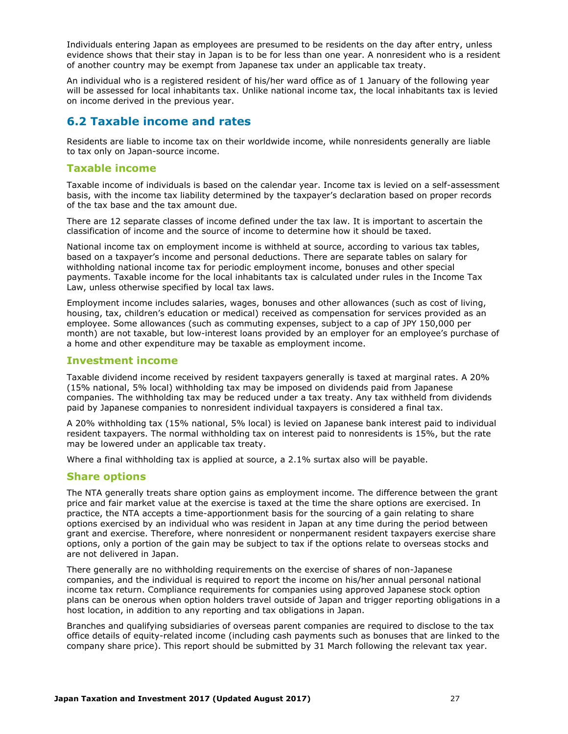Individuals entering Japan as employees are presumed to be residents on the day after entry, unless evidence shows that their stay in Japan is to be for less than one year. A nonresident who is a resident of another country may be exempt from Japanese tax under an applicable tax treaty.

An individual who is a registered resident of his/her ward office as of 1 January of the following year will be assessed for local inhabitants tax. Unlike national income tax, the local inhabitants tax is levied on income derived in the previous year.

## 6.2 Taxable income and rates

Residents are liable to income tax on their worldwide income, while nonresidents generally are liable to tax only on Japan-source income.

### Taxable income

Taxable income of individuals is based on the calendar year. Income tax is levied on a self-assessment basis, with the income tax liability determined by the taxpayer's declaration based on proper records of the tax base and the tax amount due.

There are 12 separate classes of income defined under the tax law. It is important to ascertain the classification of income and the source of income to determine how it should be taxed.

National income tax on employment income is withheld at source, according to various tax tables, based on a taxpayer's income and personal deductions. There are separate tables on salary for withholding national income tax for periodic employment income, bonuses and other special payments. Taxable income for the local inhabitants tax is calculated under rules in the Income Tax Law, unless otherwise specified by local tax laws.

Employment income includes salaries, wages, bonuses and other allowances (such as cost of living, housing, tax, children's education or medical) received as compensation for services provided as an employee. Some allowances (such as commuting expenses, subject to a cap of JPY 150,000 per month) are not taxable, but low-interest loans provided by an employer for an employee's purchase of a home and other expenditure may be taxable as employment income.

### Investment income

Taxable dividend income received by resident taxpayers generally is taxed at marginal rates. A 20% (15% national, 5% local) withholding tax may be imposed on dividends paid from Japanese companies. The withholding tax may be reduced under a tax treaty. Any tax withheld from dividends paid by Japanese companies to nonresident individual taxpayers is considered a final tax.

A 20% withholding tax (15% national, 5% local) is levied on Japanese bank interest paid to individual resident taxpayers. The normal withholding tax on interest paid to nonresidents is 15%, but the rate may be lowered under an applicable tax treaty.

Where a final withholding tax is applied at source, a 2.1% surtax also will be payable.

### Share options

The NTA generally treats share option gains as employment income. The difference between the grant price and fair market value at the exercise is taxed at the time the share options are exercised. In practice, the NTA accepts a time-apportionment basis for the sourcing of a gain relating to share options exercised by an individual who was resident in Japan at any time during the period between grant and exercise. Therefore, where nonresident or nonpermanent resident taxpayers exercise share options, only a portion of the gain may be subject to tax if the options relate to overseas stocks and are not delivered in Japan.

There generally are no withholding requirements on the exercise of shares of non-Japanese companies, and the individual is required to report the income on his/her annual personal national income tax return. Compliance requirements for companies using approved Japanese stock option plans can be onerous when option holders travel outside of Japan and trigger reporting obligations in a host location, in addition to any reporting and tax obligations in Japan.

Branches and qualifying subsidiaries of overseas parent companies are required to disclose to the tax office details of equity-related income (including cash payments such as bonuses that are linked to the company share price). This report should be submitted by 31 March following the relevant tax year.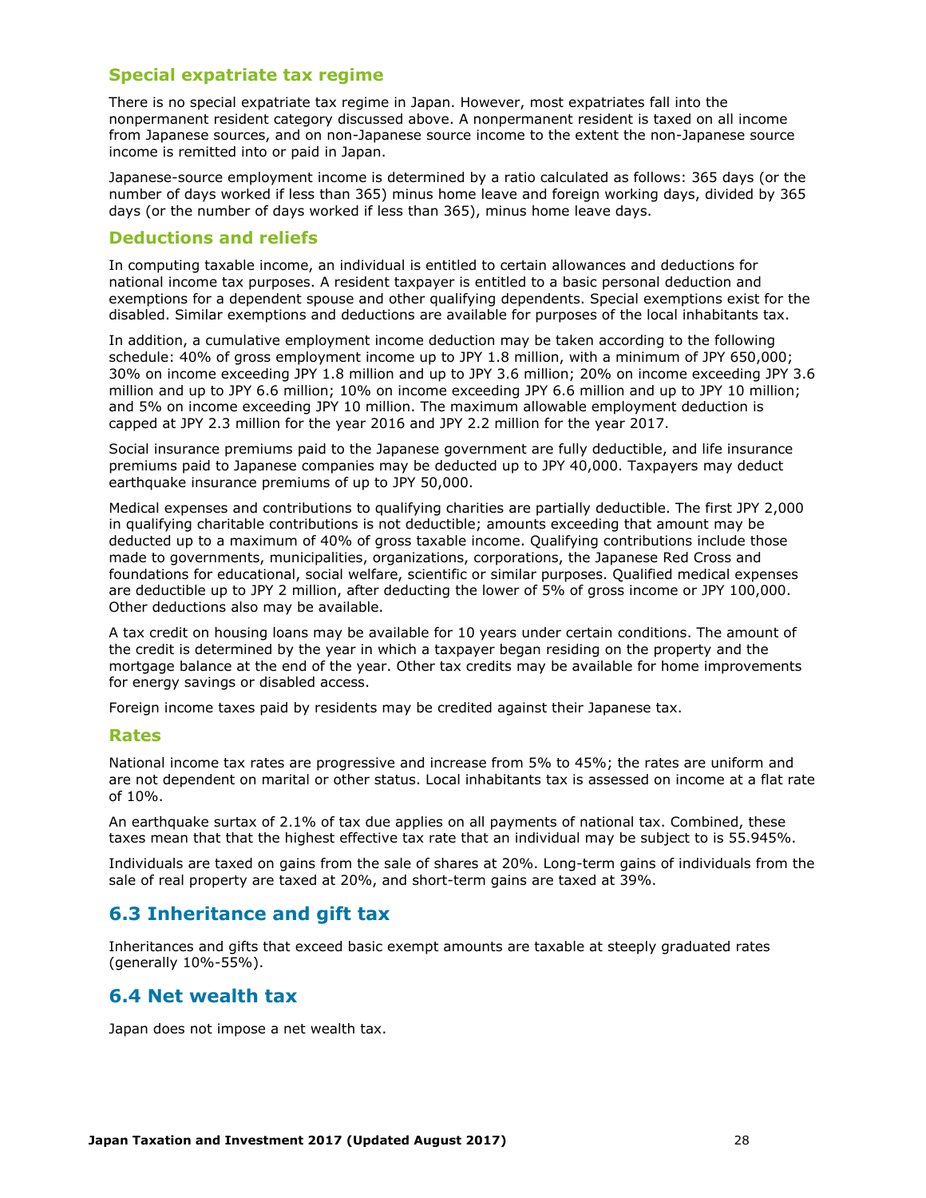### Special expatriate tax regime

There is no special expatriate tax regime in Japan. However, most expatriates fall into the nonpermanent resident category discussed above. A nonpermanent resident is taxed on all income from Japanese sources, and on non-Japanese source income to the extent the non-Japanese source income is remitted into or paid in Japan.

Japanese-source employment income is determined by a ratio calculated as follows: 365 days (or the number of days worked if less than 365) minus home leave and foreign working days, divided by 365 days (or the number of days worked if less than 365), minus home leave days.

### Deductions and reliefs

In computing taxable income, an individual is entitled to certain allowances and deductions for national income tax purposes. A resident taxpayer is entitled to a basic personal deduction and exemptions for a dependent spouse and other qualifying dependents. Special exemptions exist for the disabled. Similar exemptions and deductions are available for purposes of the local inhabitants tax.

In addition, a cumulative employment income deduction may be taken according to the following schedule: 40% of gross employment income up to JPY 1.8 million, with a minimum of JPY 650,000; 30% on income exceeding JPY 1.8 million and up to JPY 3.6 million; 20% on income exceeding JPY 3.6 million and up to JPY 6.6 million; 10% on income exceeding JPY 6.6 million and up to JPY 10 million; and 5% on income exceeding JPY 10 million. The maximum allowable employment deduction is capped at JPY 2.3 million for the year 2016 and JPY 2.2 million for the year 2017.

Social insurance premiums paid to the Japanese government are fully deductible, and life insurance premiums paid to Japanese companies may be deducted up to JPY 40,000. Taxpayers may deduct earthquake insurance premiums of up to JPY 50,000.

Medical expenses and contributions to qualifying charities are partially deductible. The first JPY 2,000 in qualifying charitable contributions is not deductible; amounts exceeding that amount may be deducted up to a maximum of 40% of gross taxable income. Qualifying contributions include those made to governments, municipalities, organizations, corporations, the Japanese Red Cross and foundations for educational, social welfare, scientific or similar purposes. Qualified medical expenses are deductible up to JPY 2 million, after deducting the lower of 5% of gross income or JPY 100,000. Other deductions also may be available.

A tax credit on housing loans may be available for 10 years under certain conditions. The amount of the credit is determined by the year in which a taxpayer began residing on the property and the mortgage balance at the end of the year. Other tax credits may be available for home improvements for energy savings or disabled access.

Foreign income taxes paid by residents may be credited against their Japanese tax.

### Rates

National income tax rates are progressive and increase from 5% to 45%; the rates are uniform and are not dependent on marital or other status. Local inhabitants tax is assessed on income at a flat rate of 10%.

An earthquake surtax of 2.1% of tax due applies on all payments of national tax. Combined, these taxes mean that that the highest effective tax rate that an individual may be subject to is 55.945%.

Individuals are taxed on gains from the sale of shares at 20%. Long-term gains of individuals from the sale of real property are taxed at 20%, and short-term gains are taxed at 39%.

## 6.3 Inheritance and gift tax

Inheritances and gifts that exceed basic exempt amounts are taxable at steeply graduated rates (generally 10%-55%).

## 6.4 Net wealth tax

Japan does not impose a net wealth tax.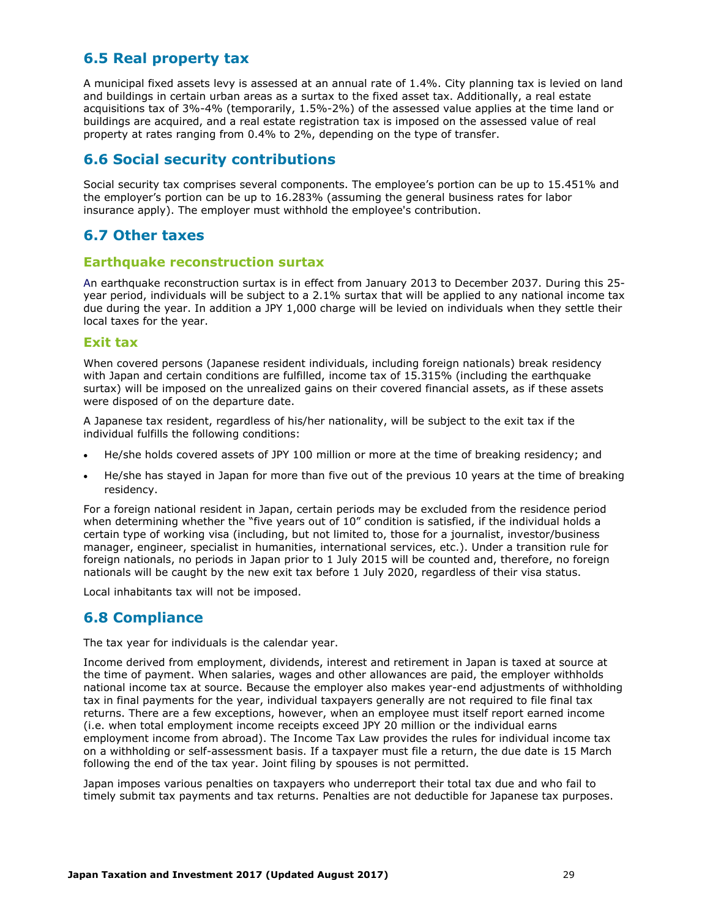## 6.5 Real property tax

A municipal fixed assets levy is assessed at an annual rate of 1.4%. City planning tax is levied on land and buildings in certain urban areas as a surtax to the fixed asset tax. Additionally, a real estate acquisitions tax of 3%-4% (temporarily, 1.5%-2%) of the assessed value applies at the time land or buildings are acquired, and a real estate registration tax is imposed on the assessed value of real property at rates ranging from 0.4% to 2%, depending on the type of transfer.

## 6.6 Social security contributions

Social security tax comprises several components. The employee's portion can be up to 15.451% and the employer's portion can be up to 16.283% (assuming the general business rates for labor insurance apply). The employer must withhold the employee's contribution.

## 6.7 Other taxes

### Earthquake reconstruction surtax

An earthquake reconstruction surtax is in effect from January 2013 to December 2037. During this 25-year period, individuals will be subject to a 2.1% surtax that will be applied to any national income tax due during the year. In addition a JPY 1,000 charge will be levied on individuals when they settle their local taxes for the year.

### Exit tax

When covered persons (Japanese resident individuals, including foreign nationals) break residency with Japan and certain conditions are fulfilled, income tax of 15.315% (including the earthquake surtax) will be imposed on the unrealized gains on their covered financial assets, as if these assets were disposed of on the departure date.

A Japanese tax resident, regardless of his/her nationality, will be subject to the exit tax if the individual fulfills the following conditions:

- He/she holds covered assets of JPY 100 million or more at the time of breaking residency; and
- He/she has stayed in Japan for more than five out of the previous 10 years at the time of breaking residency.

For a foreign national resident in Japan, certain periods may be excluded from the residence period when determining whether the "five years out of 10" condition is satisfied, if the individual holds a certain type of working visa (including, but not limited to, those for a journalist, investor/business manager, engineer, specialist in humanities, international services, etc.). Under a transition rule for foreign nationals, no periods in Japan prior to 1 July 2015 will be counted and, therefore, no foreign nationals will be caught by the new exit tax before 1 July 2020, regardless of their visa status.

Local inhabitants tax will not be imposed.

## 6.8 Compliance

The tax year for individuals is the calendar year.

Income derived from employment, dividends, interest and retirement in Japan is taxed at source at the time of payment. When salaries, wages and other allowances are paid, the employer withholds national income tax at source. Because the employer also makes year-end adjustments of withholding tax in final payments for the year, individual taxpayers generally are not required to file final tax returns. There are a few exceptions, however, when an employee must itself report earned income (i.e. when total employment income receipts exceed JPY 20 million or the individual earns employment income from abroad). The Income Tax Law provides the rules for individual income tax on a withholding or self-assessment basis. If a taxpayer must file a return, the due date is 15 March following the end of the tax year. Joint filing by spouses is not permitted.

Japan imposes various penalties on taxpayers who underreport their total tax due and who fail to timely submit tax payments and tax returns. Penalties are not deductible for Japanese tax purposes.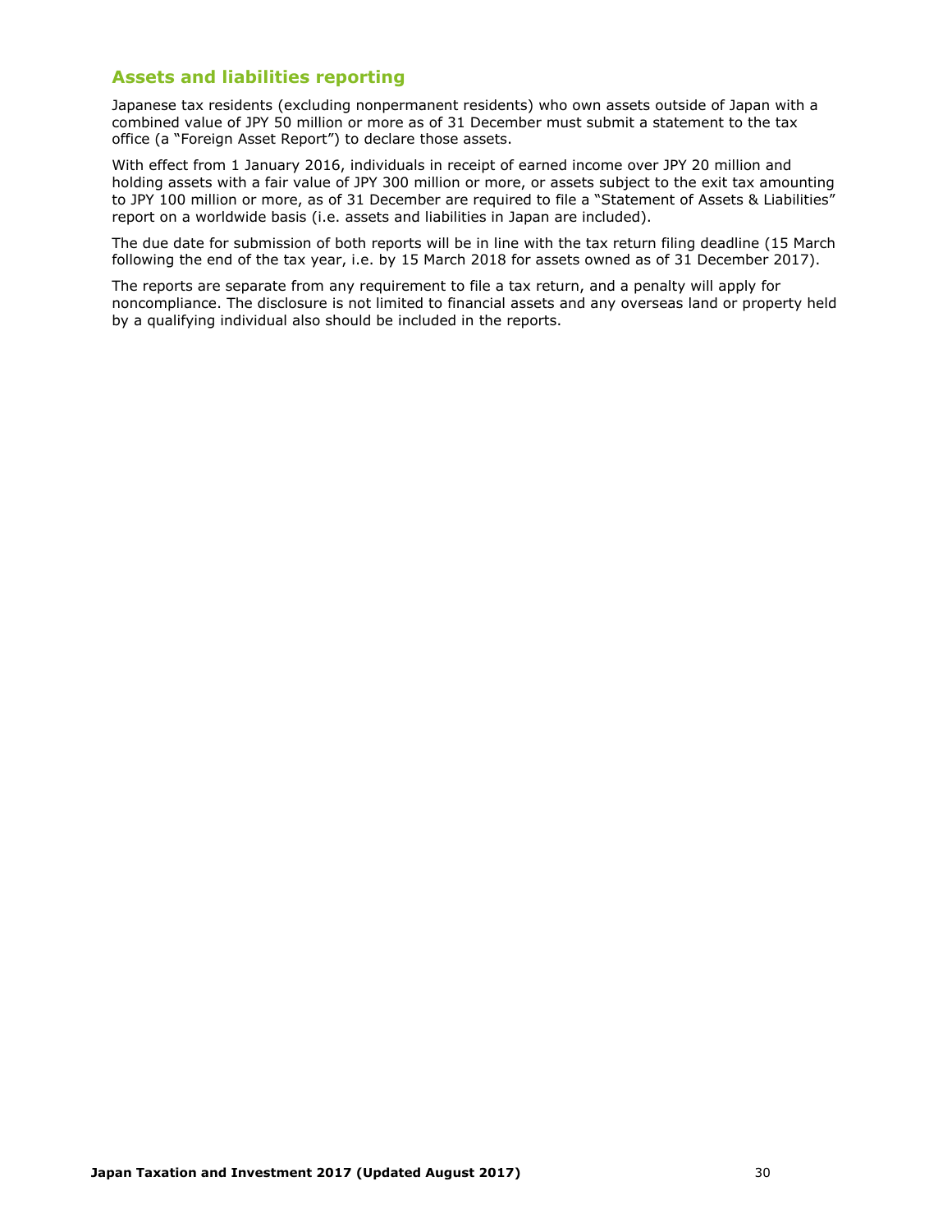## Assets and liabilities reporting

Japanese tax residents (excluding nonpermanent residents) who own assets outside of Japan with a combined value of JPY 50 million or more as of 31 December must submit a statement to the tax office (a "Foreign Asset Report") to declare those assets.

With effect from 1 January 2016, individuals in receipt of earned income over JPY 20 million and holding assets with a fair value of JPY 300 million or more, or assets subject to the exit tax amounting to JPY 100 million or more, as of 31 December are required to file a "Statement of Assets & Liabilities" report on a worldwide basis (i.e. assets and liabilities in Japan are included).

The due date for submission of both reports will be in line with the tax return filing deadline (15 March following the end of the tax year, i.e. by 15 March 2018 for assets owned as of 31 December 2017).

The reports are separate from any requirement to file a tax return, and a penalty will apply for noncompliance. The disclosure is not limited to financial assets and any overseas land or property held by a qualifying individual also should be included in the reports.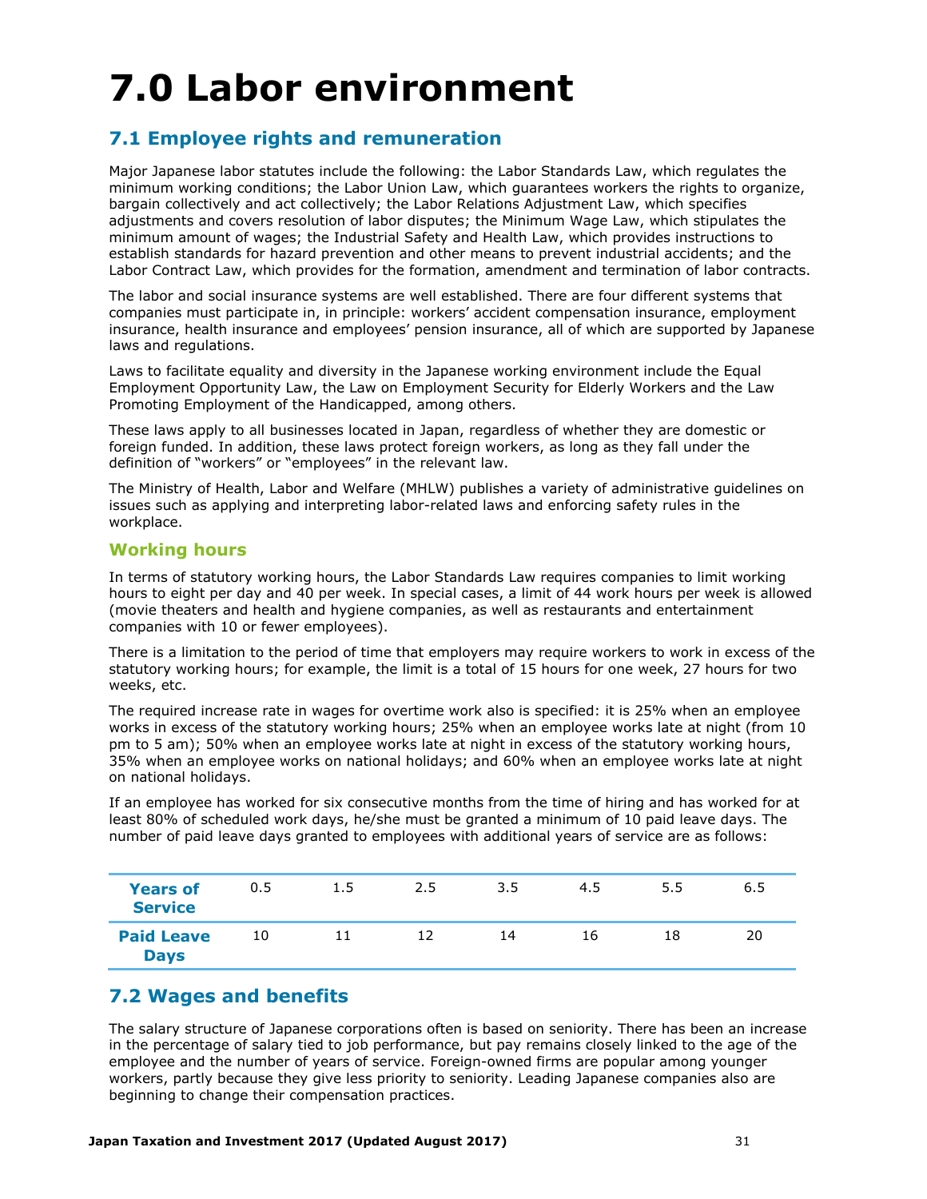# 7.0 Labor environment

## 7.1 Employee rights and remuneration

Major Japanese labor statutes include the following: the Labor Standards Law, which regulates the minimum working conditions; the Labor Union Law, which guarantees workers the rights to organize, bargain collectively and act collectively; the Labor Relations Adjustment Law, which specifies adjustments and covers resolution of labor disputes; the Minimum Wage Law, which stipulates the minimum amount of wages; the Industrial Safety and Health Law, which provides instructions to establish standards for hazard prevention and other means to prevent industrial accidents; and the Labor Contract Law, which provides for the formation, amendment and termination of labor contracts.

The labor and social insurance systems are well established. There are four different systems that companies must participate in, in principle: workers' accident compensation insurance, employment insurance, health insurance and employees' pension insurance, all of which are supported by Japanese laws and regulations.

Laws to facilitate equality and diversity in the Japanese working environment include the Equal Employment Opportunity Law, the Law on Employment Security for Elderly Workers and the Law Promoting Employment of the Handicapped, among others.

These laws apply to all businesses located in Japan, regardless of whether they are domestic or foreign funded. In addition, these laws protect foreign workers, as long as they fall under the definition of "workers" or "employees" in the relevant law.

The Ministry of Health, Labor and Welfare (MHLW) publishes a variety of administrative guidelines on issues such as applying and interpreting labor-related laws and enforcing safety rules in the workplace.

### Working hours

In terms of statutory working hours, the Labor Standards Law requires companies to limit working hours to eight per day and 40 per week. In special cases, a limit of 44 work hours per week is allowed (movie theaters and health and hygiene companies, as well as restaurants and entertainment companies with 10 or fewer employees).

There is a limitation to the period of time that employers may require workers to work in excess of the statutory working hours; for example, the limit is a total of 15 hours for one week, 27 hours for two weeks, etc.

The required increase rate in wages for overtime work also is specified: it is 25% when an employee works in excess of the statutory working hours; 25% when an employee works late at night (from 10 pm to 5 am); 50% when an employee works late at night in excess of the statutory working hours, 35% when an employee works on national holidays; and 60% when an employee works late at night on national holidays.

If an employee has worked for six consecutive months from the time of hiring and has worked for at least 80% of scheduled work days, he/she must be granted a minimum of 10 paid leave days. The number of paid leave days granted to employees with additional years of service are as follows:

| Years of Service | 0.5 | 1.5 | 2.5 | 3.5 | 4.5 | 5.5 | 6.5 |
|---|---|---|---|---|---|---|---|
| Paid Leave Days | 10 | 11 | 12 | 14 | 16 | 18 | 20 |

## 7.2 Wages and benefits

The salary structure of Japanese corporations often is based on seniority. There has been an increase in the percentage of salary tied to job performance, but pay remains closely linked to the age of the employee and the number of years of service. Foreign-owned firms are popular among younger workers, partly because they give less priority to seniority. Leading Japanese companies also are beginning to change their compensation practices.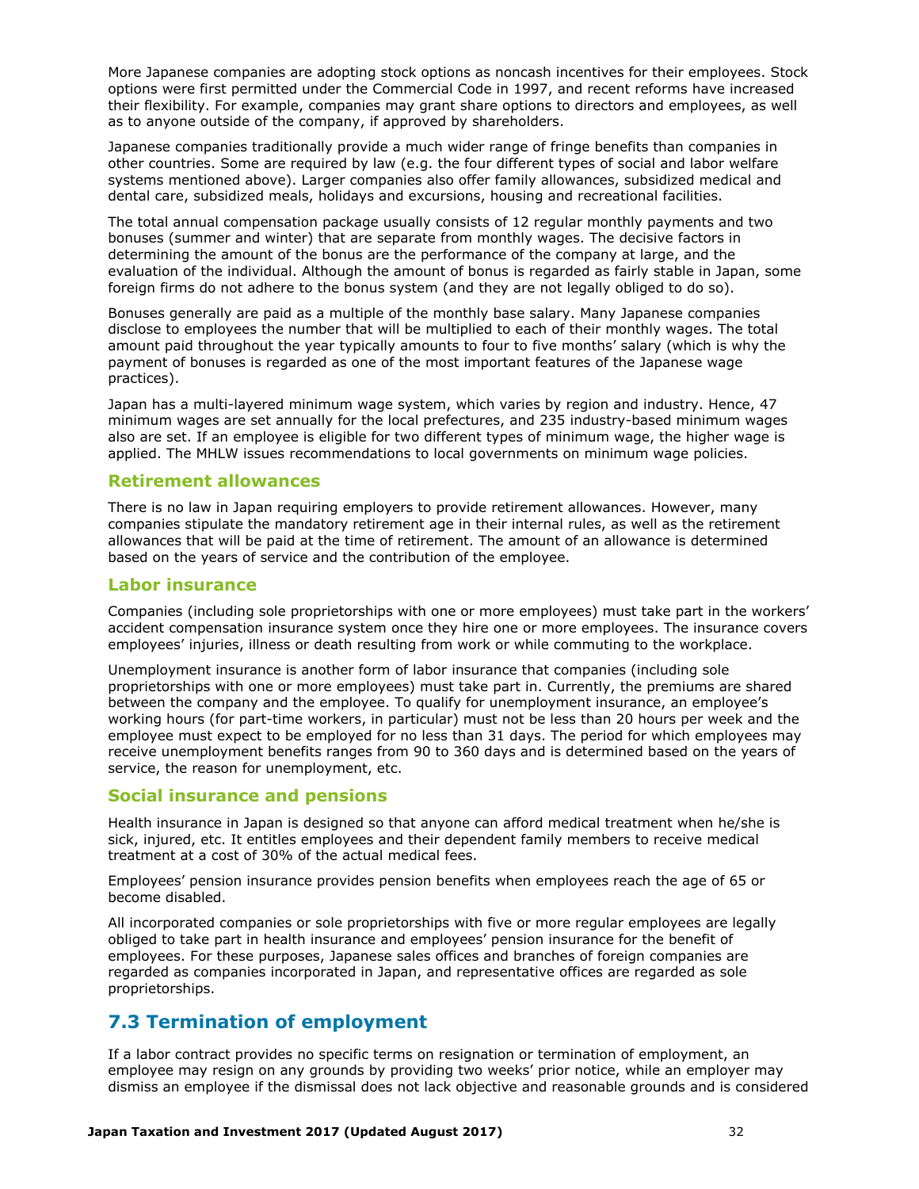More Japanese companies are adopting stock options as noncash incentives for their employees. Stock options were first permitted under the Commercial Code in 1997, and recent reforms have increased their flexibility. For example, companies may grant share options to directors and employees, as well as to anyone outside of the company, if approved by shareholders.

Japanese companies traditionally provide a much wider range of fringe benefits than companies in other countries. Some are required by law (e.g. the four different types of social and labor welfare systems mentioned above). Larger companies also offer family allowances, subsidized medical and dental care, subsidized meals, holidays and excursions, housing and recreational facilities.

The total annual compensation package usually consists of 12 regular monthly payments and two bonuses (summer and winter) that are separate from monthly wages. The decisive factors in determining the amount of the bonus are the performance of the company at large, and the evaluation of the individual. Although the amount of bonus is regarded as fairly stable in Japan, some foreign firms do not adhere to the bonus system (and they are not legally obliged to do so).

Bonuses generally are paid as a multiple of the monthly base salary. Many Japanese companies disclose to employees the number that will be multiplied to each of their monthly wages. The total amount paid throughout the year typically amounts to four to five months' salary (which is why the payment of bonuses is regarded as one of the most important features of the Japanese wage practices).

Japan has a multi-layered minimum wage system, which varies by region and industry. Hence, 47 minimum wages are set annually for the local prefectures, and 235 industry-based minimum wages also are set. If an employee is eligible for two different types of minimum wage, the higher wage is applied. The MHLW issues recommendations to local governments on minimum wage policies.

### Retirement allowances

There is no law in Japan requiring employers to provide retirement allowances. However, many companies stipulate the mandatory retirement age in their internal rules, as well as the retirement allowances that will be paid at the time of retirement. The amount of an allowance is determined based on the years of service and the contribution of the employee.

### Labor insurance

Companies (including sole proprietorships with one or more employees) must take part in the workers' accident compensation insurance system once they hire one or more employees. The insurance covers employees' injuries, illness or death resulting from work or while commuting to the workplace.

Unemployment insurance is another form of labor insurance that companies (including sole proprietorships with one or more employees) must take part in. Currently, the premiums are shared between the company and the employee. To qualify for unemployment insurance, an employee's working hours (for part-time workers, in particular) must not be less than 20 hours per week and the employee must expect to be employed for no less than 31 days. The period for which employees may receive unemployment benefits ranges from 90 to 360 days and is determined based on the years of service, the reason for unemployment, etc.

### Social insurance and pensions

Health insurance in Japan is designed so that anyone can afford medical treatment when he/she is sick, injured, etc. It entitles employees and their dependent family members to receive medical treatment at a cost of 30% of the actual medical fees.

Employees' pension insurance provides pension benefits when employees reach the age of 65 or become disabled.

All incorporated companies or sole proprietorships with five or more regular employees are legally obliged to take part in health insurance and employees' pension insurance for the benefit of employees. For these purposes, Japanese sales offices and branches of foreign companies are regarded as companies incorporated in Japan, and representative offices are regarded as sole proprietorships.

## 7.3 Termination of employment

If a labor contract provides no specific terms on resignation or termination of employment, an employee may resign on any grounds by providing two weeks' prior notice, while an employer may dismiss an employee if the dismissal does not lack objective and reasonable grounds and is considered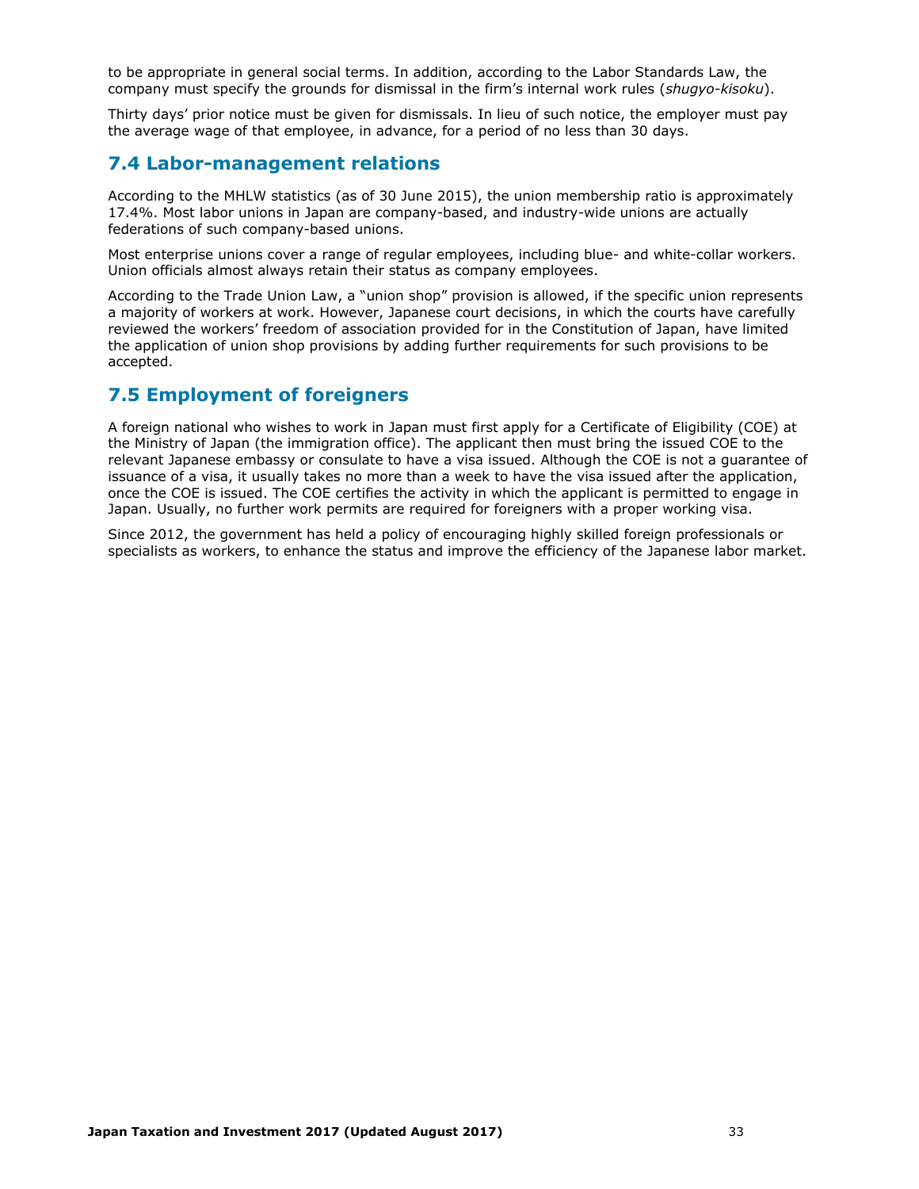to be appropriate in general social terms. In addition, according to the Labor Standards Law, the company must specify the grounds for dismissal in the firm's internal work rules (*shugyo-kisoku*).

Thirty days' prior notice must be given for dismissals. In lieu of such notice, the employer must pay the average wage of that employee, in advance, for a period of no less than 30 days.

## 7.4 Labor-management relations

According to the MHLW statistics (as of 30 June 2015), the union membership ratio is approximately 17.4%. Most labor unions in Japan are company-based, and industry-wide unions are actually federations of such company-based unions.

Most enterprise unions cover a range of regular employees, including blue- and white-collar workers. Union officials almost always retain their status as company employees.

According to the Trade Union Law, a "union shop" provision is allowed, if the specific union represents a majority of workers at work. However, Japanese court decisions, in which the courts have carefully reviewed the workers' freedom of association provided for in the Constitution of Japan, have limited the application of union shop provisions by adding further requirements for such provisions to be accepted.

## 7.5 Employment of foreigners

A foreign national who wishes to work in Japan must first apply for a Certificate of Eligibility (COE) at the Ministry of Japan (the immigration office). The applicant then must bring the issued COE to the relevant Japanese embassy or consulate to have a visa issued. Although the COE is not a guarantee of issuance of a visa, it usually takes no more than a week to have the visa issued after the application, once the COE is issued. The COE certifies the activity in which the applicant is permitted to engage in Japan. Usually, no further work permits are required for foreigners with a proper working visa.

Since 2012, the government has held a policy of encouraging highly skilled foreign professionals or specialists as workers, to enhance the status and improve the efficiency of the Japanese labor market.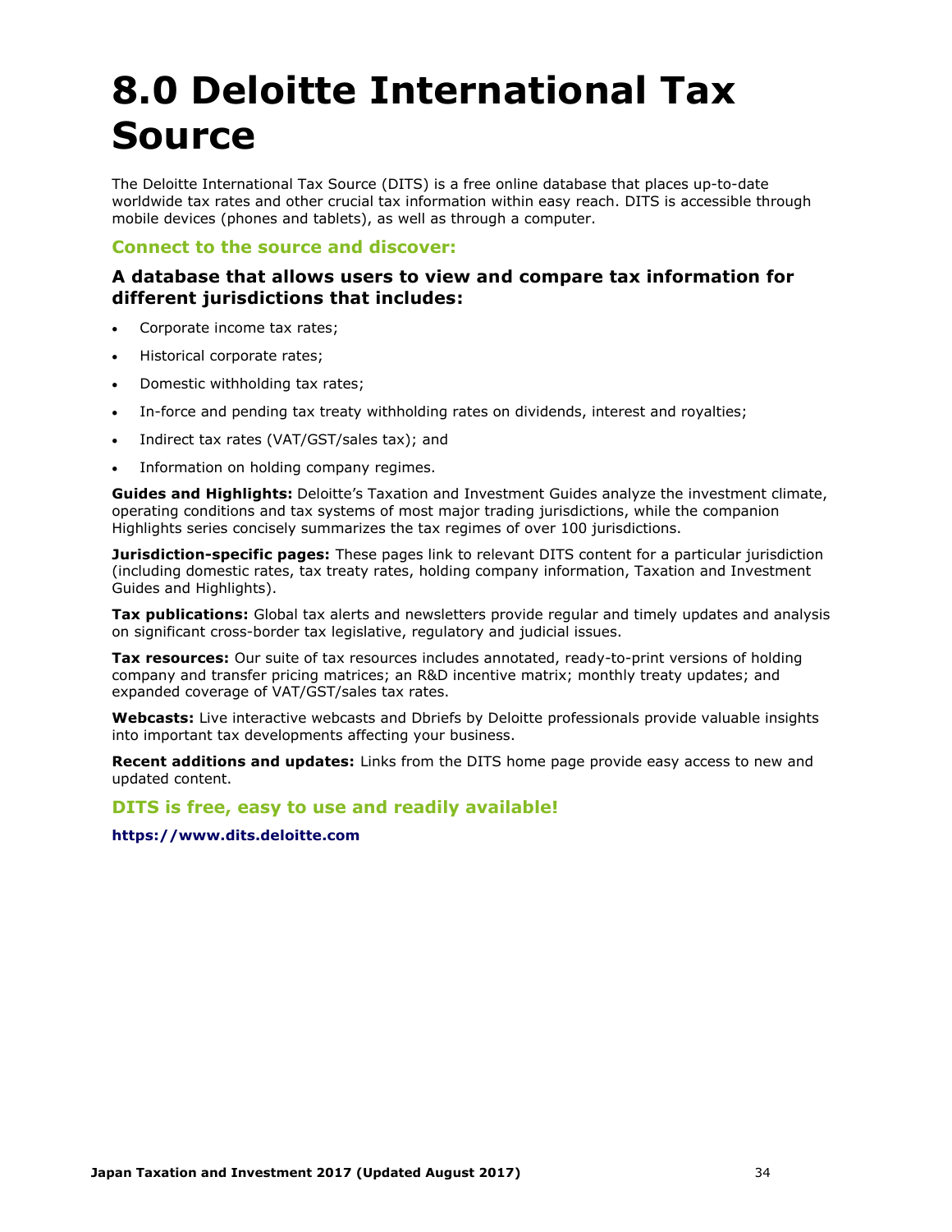# 8.0 Deloitte International Tax Source

The Deloitte International Tax Source (DITS) is a free online database that places up-to-date worldwide tax rates and other crucial tax information within easy reach. DITS is accessible through mobile devices (phones and tablets), as well as through a computer.

## Connect to the source and discover:

### A database that allows users to view and compare tax information for different jurisdictions that includes:

- Corporate income tax rates;
- Historical corporate rates;
- Domestic withholding tax rates;
- In-force and pending tax treaty withholding rates on dividends, interest and royalties;
- Indirect tax rates (VAT/GST/sales tax); and
- Information on holding company regimes.

**Guides and Highlights:** Deloitte's Taxation and Investment Guides analyze the investment climate, operating conditions and tax systems of most major trading jurisdictions, while the companion Highlights series concisely summarizes the tax regimes of over 100 jurisdictions.

**Jurisdiction-specific pages:** These pages link to relevant DITS content for a particular jurisdiction (including domestic rates, tax treaty rates, holding company information, Taxation and Investment Guides and Highlights).

**Tax publications:** Global tax alerts and newsletters provide regular and timely updates and analysis on significant cross-border tax legislative, regulatory and judicial issues.

**Tax resources:** Our suite of tax resources includes annotated, ready-to-print versions of holding company and transfer pricing matrices; an R&D incentive matrix; monthly treaty updates; and expanded coverage of VAT/GST/sales tax rates.

**Webcasts:** Live interactive webcasts and Dbriefs by Deloitte professionals provide valuable insights into important tax developments affecting your business.

**Recent additions and updates:** Links from the DITS home page provide easy access to new and updated content.

## DITS is free, easy to use and readily available!

**https://www.dits.deloitte.com**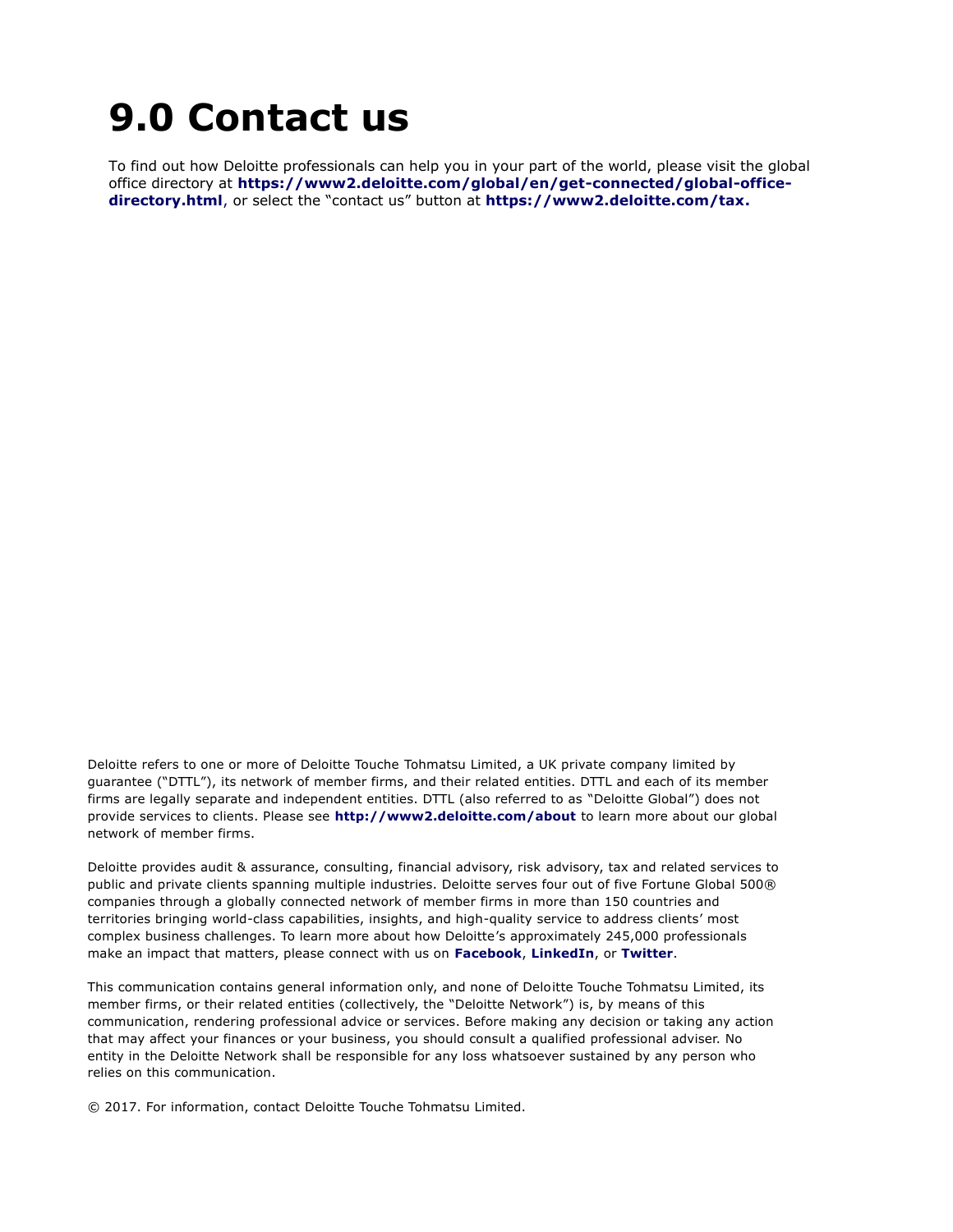# 9.0 Contact us

To find out how Deloitte professionals can help you in your part of the world, please visit the global office directory at **https://www2.deloitte.com/global/en/get-connected/global-office-directory.html**, or select the "contact us" button at **https://www2.deloitte.com/tax.**

Deloitte refers to one or more of Deloitte Touche Tohmatsu Limited, a UK private company limited by guarantee ("DTTL"), its network of member firms, and their related entities. DTTL and each of its member firms are legally separate and independent entities. DTTL (also referred to as "Deloitte Global") does not provide services to clients. Please see **http://www2.deloitte.com/about** to learn more about our global network of member firms.

Deloitte provides audit & assurance, consulting, financial advisory, risk advisory, tax and related services to public and private clients spanning multiple industries. Deloitte serves four out of five Fortune Global 500® companies through a globally connected network of member firms in more than 150 countries and territories bringing world-class capabilities, insights, and high-quality service to address clients' most complex business challenges. To learn more about how Deloitte's approximately 245,000 professionals make an impact that matters, please connect with us on **Facebook**, **LinkedIn**, or **Twitter**.

This communication contains general information only, and none of Deloitte Touche Tohmatsu Limited, its member firms, or their related entities (collectively, the "Deloitte Network") is, by means of this communication, rendering professional advice or services. Before making any decision or taking any action that may affect your finances or your business, you should consult a qualified professional adviser. No entity in the Deloitte Network shall be responsible for any loss whatsoever sustained by any person who relies on this communication.

© 2017. For information, contact Deloitte Touche Tohmatsu Limited.